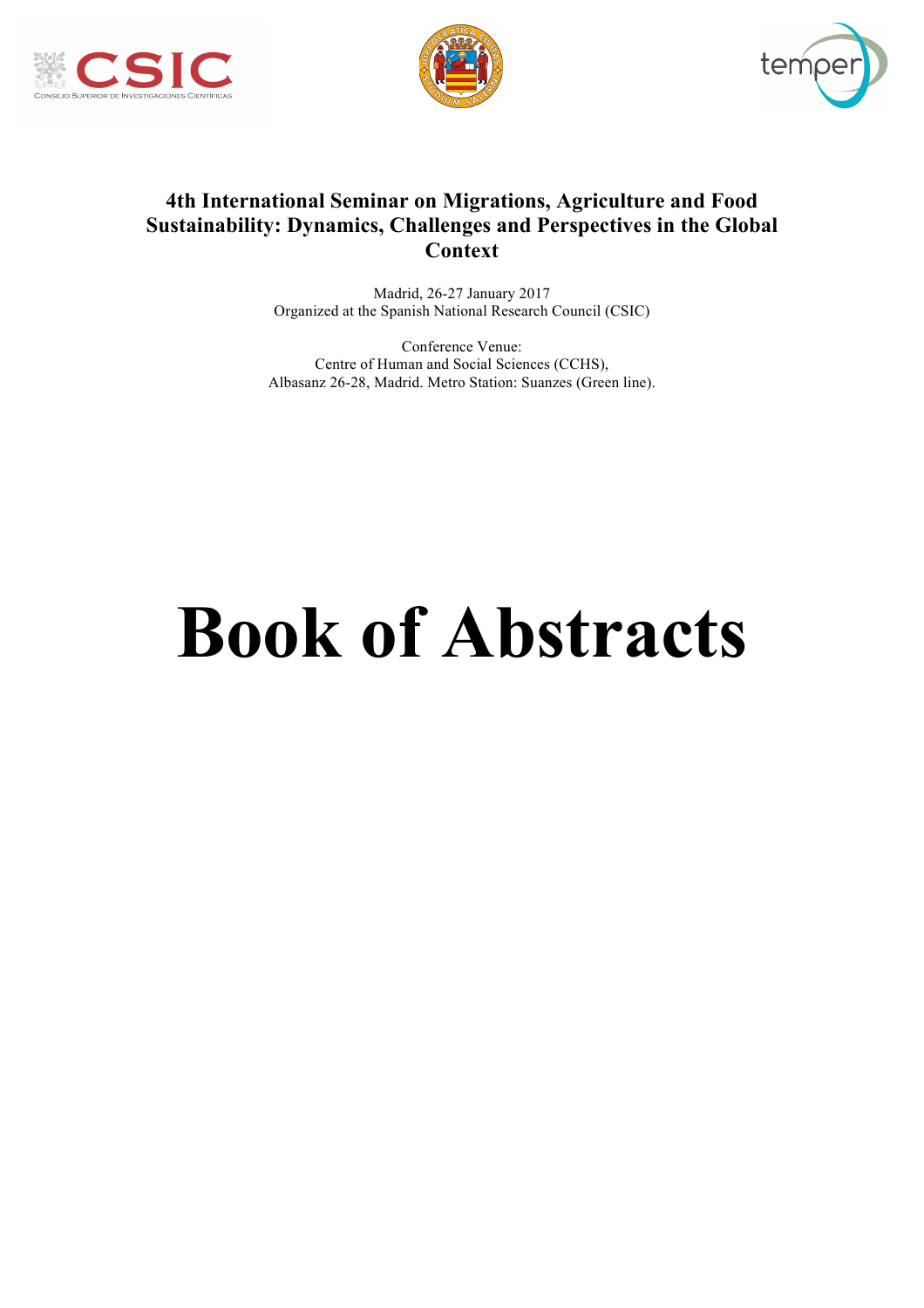**4th International Seminar on Migrations, Agriculture and Food Sustainability: Dynamics, Challenges and Perspectives in the Global Context**

Madrid, 26-27 January 2017
Organized at the Spanish National Research Council (CSIC)

Conference Venue:
Centre of Human and Social Sciences (CCHS),
Albasanz 26-28, Madrid. Metro Station: Suanzes (Green line).

# Book of Abstracts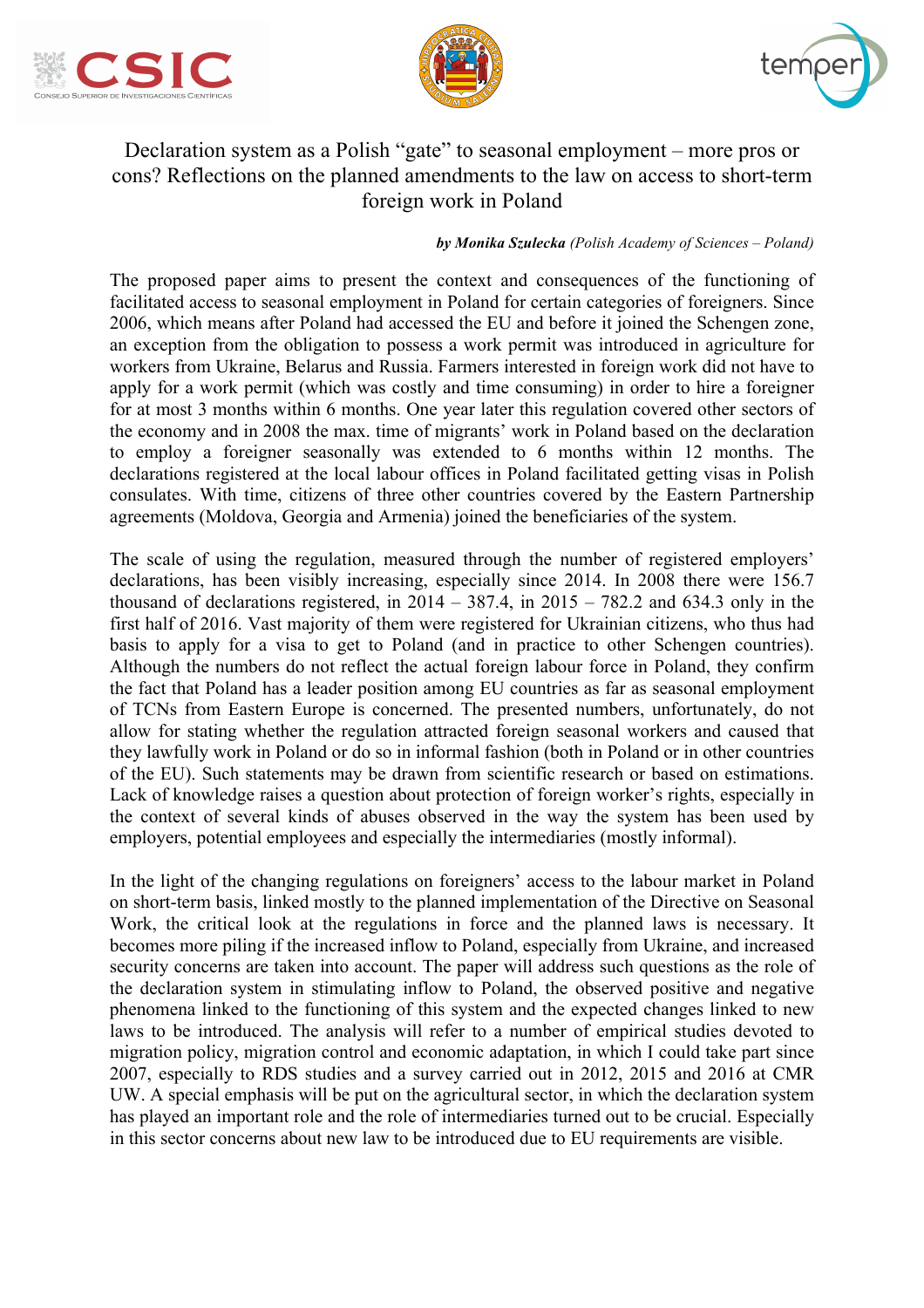# Declaration system as a Polish "gate" to seasonal employment – more pros or cons? Reflections on the planned amendments to the law on access to short-term foreign work in Poland

***by Monika Szulecka** (Polish Academy of Sciences – Poland)*

The proposed paper aims to present the context and consequences of the functioning of facilitated access to seasonal employment in Poland for certain categories of foreigners. Since 2006, which means after Poland had accessed the EU and before it joined the Schengen zone, an exception from the obligation to possess a work permit was introduced in agriculture for workers from Ukraine, Belarus and Russia. Farmers interested in foreign work did not have to apply for a work permit (which was costly and time consuming) in order to hire a foreigner for at most 3 months within 6 months. One year later this regulation covered other sectors of the economy and in 2008 the max. time of migrants' work in Poland based on the declaration to employ a foreigner seasonally was extended to 6 months within 12 months. The declarations registered at the local labour offices in Poland facilitated getting visas in Polish consulates. With time, citizens of three other countries covered by the Eastern Partnership agreements (Moldova, Georgia and Armenia) joined the beneficiaries of the system.

The scale of using the regulation, measured through the number of registered employers' declarations, has been visibly increasing, especially since 2014. In 2008 there were 156.7 thousand of declarations registered, in 2014 – 387.4, in 2015 – 782.2 and 634.3 only in the first half of 2016. Vast majority of them were registered for Ukrainian citizens, who thus had basis to apply for a visa to get to Poland (and in practice to other Schengen countries). Although the numbers do not reflect the actual foreign labour force in Poland, they confirm the fact that Poland has a leader position among EU countries as far as seasonal employment of TCNs from Eastern Europe is concerned. The presented numbers, unfortunately, do not allow for stating whether the regulation attracted foreign seasonal workers and caused that they lawfully work in Poland or do so in informal fashion (both in Poland or in other countries of the EU). Such statements may be drawn from scientific research or based on estimations. Lack of knowledge raises a question about protection of foreign worker's rights, especially in the context of several kinds of abuses observed in the way the system has been used by employers, potential employees and especially the intermediaries (mostly informal).

In the light of the changing regulations on foreigners' access to the labour market in Poland on short-term basis, linked mostly to the planned implementation of the Directive on Seasonal Work, the critical look at the regulations in force and the planned laws is necessary. It becomes more piling if the increased inflow to Poland, especially from Ukraine, and increased security concerns are taken into account. The paper will address such questions as the role of the declaration system in stimulating inflow to Poland, the observed positive and negative phenomena linked to the functioning of this system and the expected changes linked to new laws to be introduced. The analysis will refer to a number of empirical studies devoted to migration policy, migration control and economic adaptation, in which I could take part since 2007, especially to RDS studies and a survey carried out in 2012, 2015 and 2016 at CMR UW. A special emphasis will be put on the agricultural sector, in which the declaration system has played an important role and the role of intermediaries turned out to be crucial. Especially in this sector concerns about new law to be introduced due to EU requirements are visible.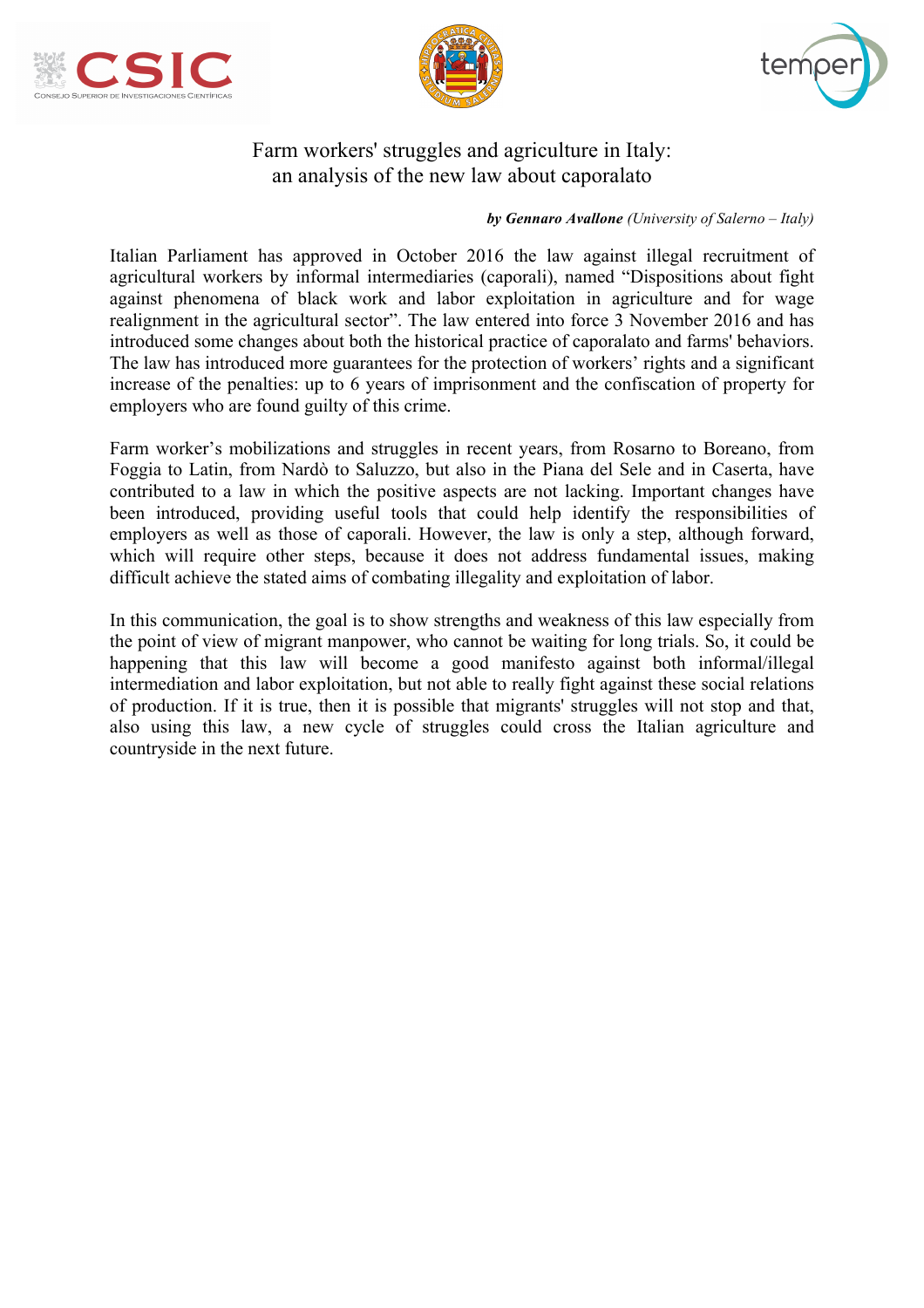# Farm workers' struggles and agriculture in Italy: an analysis of the new law about caporalato

***by Gennaro Avallone** (University of Salerno – Italy)*

Italian Parliament has approved in October 2016 the law against illegal recruitment of agricultural workers by informal intermediaries (caporali), named "Dispositions about fight against phenomena of black work and labor exploitation in agriculture and for wage realignment in the agricultural sector". The law entered into force 3 November 2016 and has introduced some changes about both the historical practice of caporalato and farms' behaviors. The law has introduced more guarantees for the protection of workers' rights and a significant increase of the penalties: up to 6 years of imprisonment and the confiscation of property for employers who are found guilty of this crime.

Farm worker's mobilizations and struggles in recent years, from Rosarno to Boreano, from Foggia to Latin, from Nardò to Saluzzo, but also in the Piana del Sele and in Caserta, have contributed to a law in which the positive aspects are not lacking. Important changes have been introduced, providing useful tools that could help identify the responsibilities of employers as well as those of caporali. However, the law is only a step, although forward, which will require other steps, because it does not address fundamental issues, making difficult achieve the stated aims of combating illegality and exploitation of labor.

In this communication, the goal is to show strengths and weakness of this law especially from the point of view of migrant manpower, who cannot be waiting for long trials. So, it could be happening that this law will become a good manifesto against both informal/illegal intermediation and labor exploitation, but not able to really fight against these social relations of production. If it is true, then it is possible that migrants' struggles will not stop and that, also using this law, a new cycle of struggles could cross the Italian agriculture and countryside in the next future.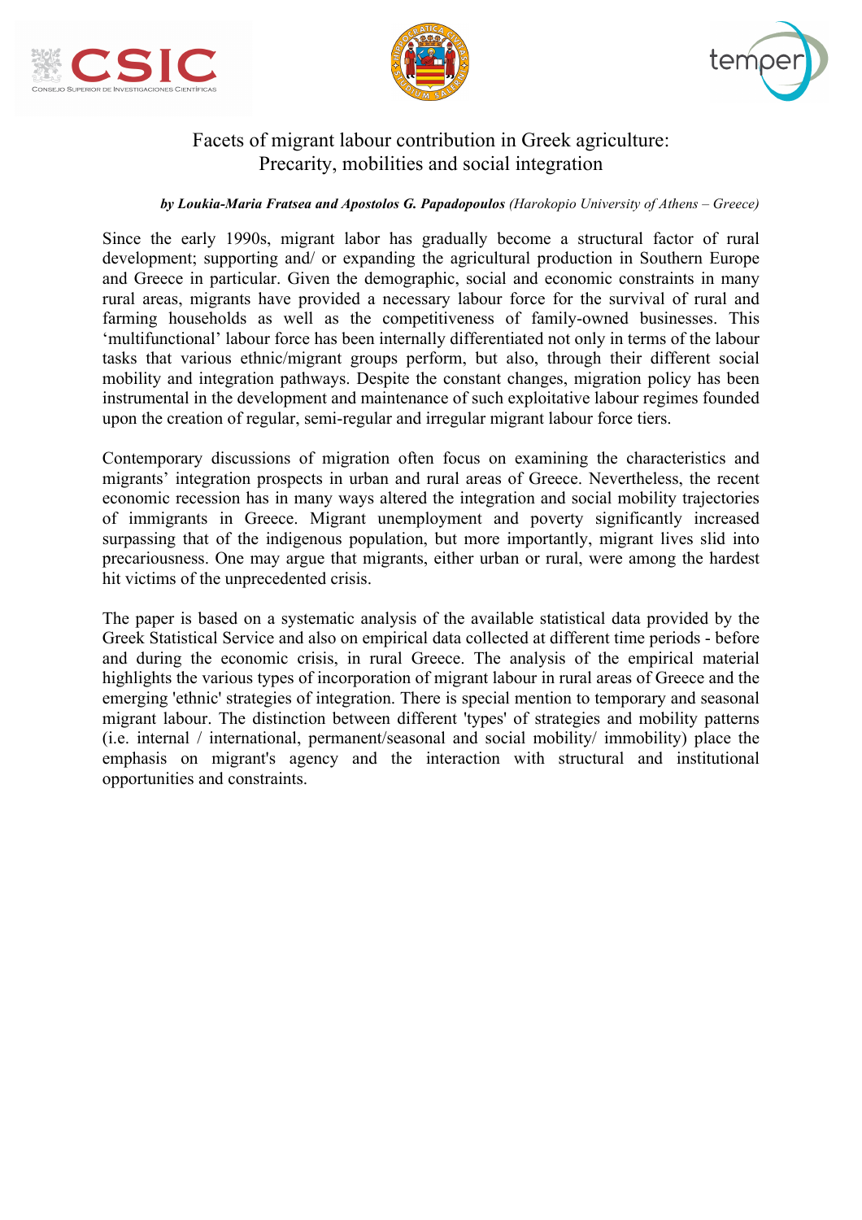# Facets of migrant labour contribution in Greek agriculture: Precarity, mobilities and social integration

***by Loukia-Maria Fratsea and Apostolos G. Papadopoulos** (Harokopio University of Athens – Greece)*

Since the early 1990s, migrant labor has gradually become a structural factor of rural development; supporting and/ or expanding the agricultural production in Southern Europe and Greece in particular. Given the demographic, social and economic constraints in many rural areas, migrants have provided a necessary labour force for the survival of rural and farming households as well as the competitiveness of family-owned businesses. This 'multifunctional' labour force has been internally differentiated not only in terms of the labour tasks that various ethnic/migrant groups perform, but also, through their different social mobility and integration pathways. Despite the constant changes, migration policy has been instrumental in the development and maintenance of such exploitative labour regimes founded upon the creation of regular, semi-regular and irregular migrant labour force tiers.

Contemporary discussions of migration often focus on examining the characteristics and migrants' integration prospects in urban and rural areas of Greece. Nevertheless, the recent economic recession has in many ways altered the integration and social mobility trajectories of immigrants in Greece. Migrant unemployment and poverty significantly increased surpassing that of the indigenous population, but more importantly, migrant lives slid into precariousness. One may argue that migrants, either urban or rural, were among the hardest hit victims of the unprecedented crisis.

The paper is based on a systematic analysis of the available statistical data provided by the Greek Statistical Service and also on empirical data collected at different time periods - before and during the economic crisis, in rural Greece. The analysis of the empirical material highlights the various types of incorporation of migrant labour in rural areas of Greece and the emerging 'ethnic' strategies of integration. There is special mention to temporary and seasonal migrant labour. The distinction between different 'types' of strategies and mobility patterns (i.e. internal / international, permanent/seasonal and social mobility/ immobility) place the emphasis on migrant's agency and the interaction with structural and institutional opportunities and constraints.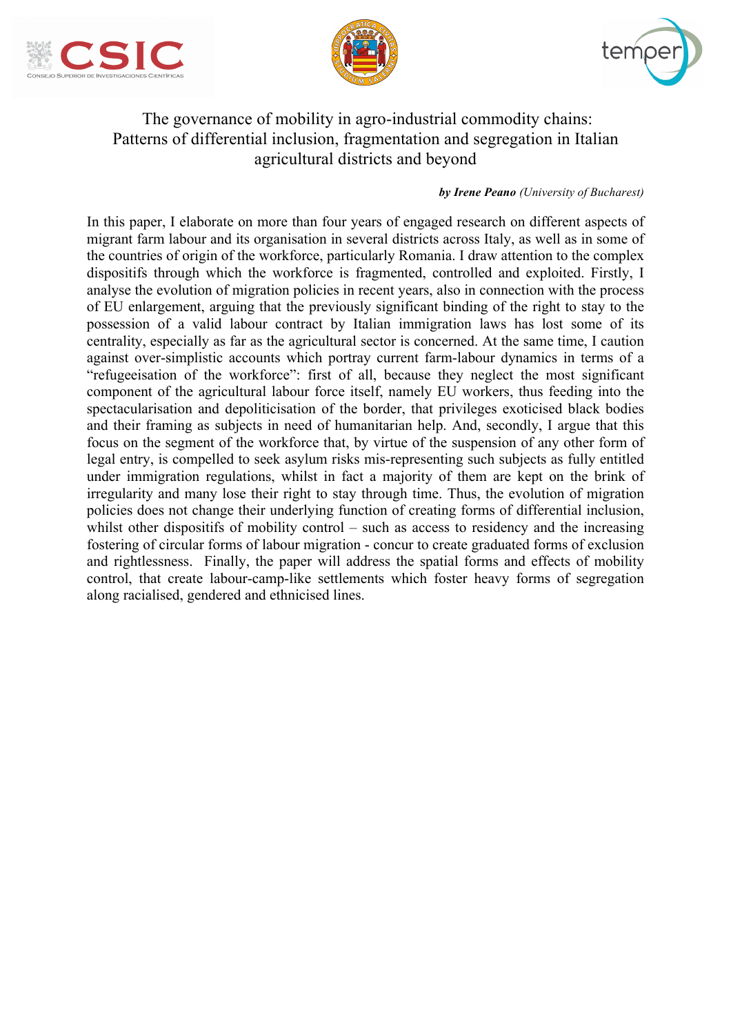# The governance of mobility in agro-industrial commodity chains: Patterns of differential inclusion, fragmentation and segregation in Italian agricultural districts and beyond

***by Irene Peano*** *(University of Bucharest)*

In this paper, I elaborate on more than four years of engaged research on different aspects of migrant farm labour and its organisation in several districts across Italy, as well as in some of the countries of origin of the workforce, particularly Romania. I draw attention to the complex dispositifs through which the workforce is fragmented, controlled and exploited. Firstly, I analyse the evolution of migration policies in recent years, also in connection with the process of EU enlargement, arguing that the previously significant binding of the right to stay to the possession of a valid labour contract by Italian immigration laws has lost some of its centrality, especially as far as the agricultural sector is concerned. At the same time, I caution against over-simplistic accounts which portray current farm-labour dynamics in terms of a "refugeeisation of the workforce": first of all, because they neglect the most significant component of the agricultural labour force itself, namely EU workers, thus feeding into the spectacularisation and depoliticisation of the border, that privileges exoticised black bodies and their framing as subjects in need of humanitarian help. And, secondly, I argue that this focus on the segment of the workforce that, by virtue of the suspension of any other form of legal entry, is compelled to seek asylum risks mis-representing such subjects as fully entitled under immigration regulations, whilst in fact a majority of them are kept on the brink of irregularity and many lose their right to stay through time. Thus, the evolution of migration policies does not change their underlying function of creating forms of differential inclusion, whilst other dispositifs of mobility control – such as access to residency and the increasing fostering of circular forms of labour migration - concur to create graduated forms of exclusion and rightlessness. Finally, the paper will address the spatial forms and effects of mobility control, that create labour-camp-like settlements which foster heavy forms of segregation along racialised, gendered and ethnicised lines.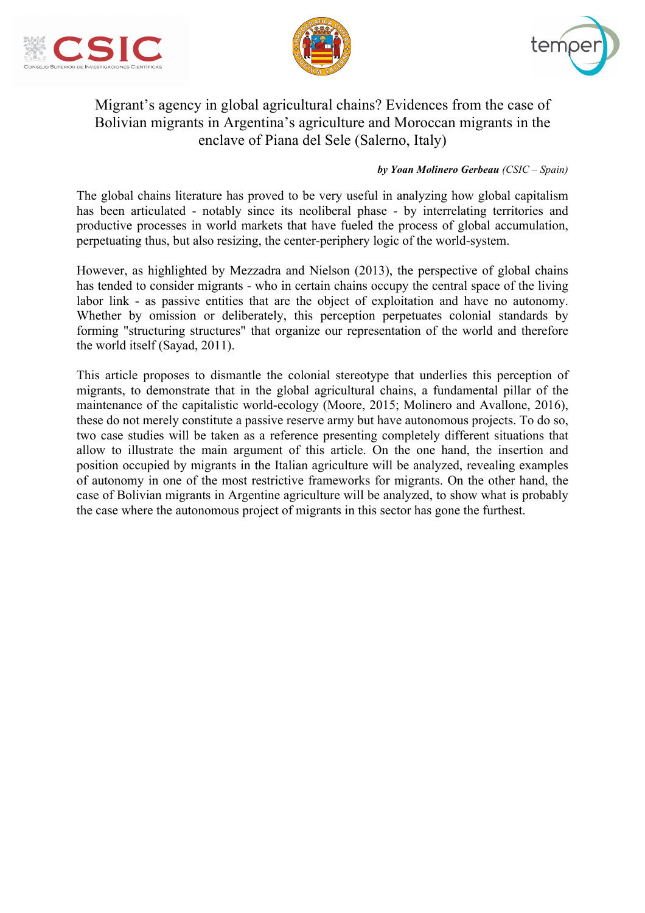# Migrant's agency in global agricultural chains? Evidences from the case of Bolivian migrants in Argentina's agriculture and Moroccan migrants in the enclave of Piana del Sele (Salerno, Italy)

***by Yoan Molinero Gerbeau*** *(CSIC – Spain)*

The global chains literature has proved to be very useful in analyzing how global capitalism has been articulated - notably since its neoliberal phase - by interrelating territories and productive processes in world markets that have fueled the process of global accumulation, perpetuating thus, but also resizing, the center-periphery logic of the world-system.

However, as highlighted by Mezzadra and Nielson (2013), the perspective of global chains has tended to consider migrants - who in certain chains occupy the central space of the living labor link - as passive entities that are the object of exploitation and have no autonomy. Whether by omission or deliberately, this perception perpetuates colonial standards by forming "structuring structures" that organize our representation of the world and therefore the world itself (Sayad, 2011).

This article proposes to dismantle the colonial stereotype that underlies this perception of migrants, to demonstrate that in the global agricultural chains, a fundamental pillar of the maintenance of the capitalistic world-ecology (Moore, 2015; Molinero and Avallone, 2016), these do not merely constitute a passive reserve army but have autonomous projects. To do so, two case studies will be taken as a reference presenting completely different situations that allow to illustrate the main argument of this article. On the one hand, the insertion and position occupied by migrants in the Italian agriculture will be analyzed, revealing examples of autonomy in one of the most restrictive frameworks for migrants. On the other hand, the case of Bolivian migrants in Argentine agriculture will be analyzed, to show what is probably the case where the autonomous project of migrants in this sector has gone the furthest.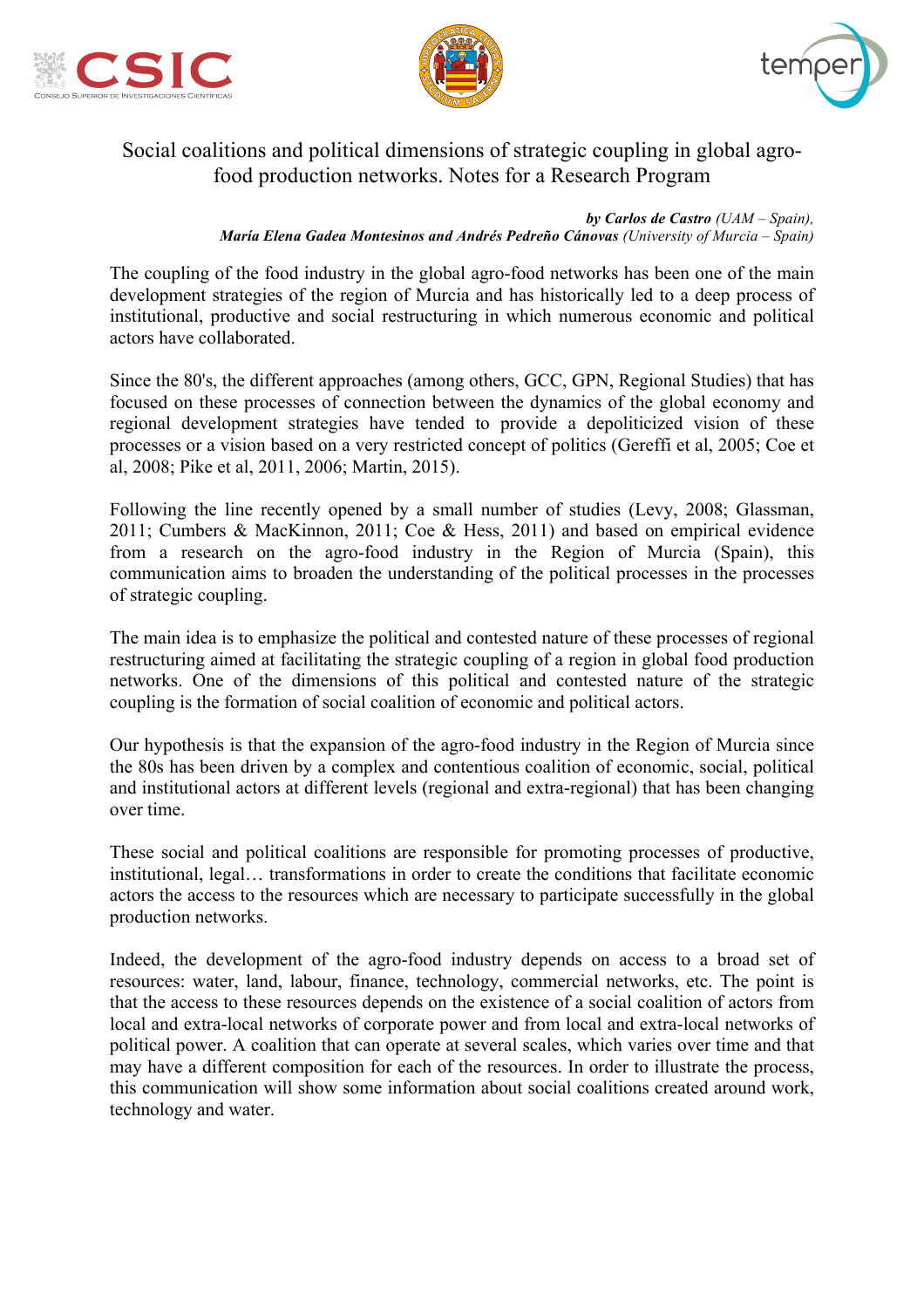# Social coalitions and political dimensions of strategic coupling in global agro-food production networks. Notes for a Research Program

***by Carlos de Castro** (UAM – Spain),*
***María Elena Gadea Montesinos and Andrés Pedreño Cánovas** (University of Murcia – Spain)*

The coupling of the food industry in the global agro-food networks has been one of the main development strategies of the region of Murcia and has historically led to a deep process of institutional, productive and social restructuring in which numerous economic and political actors have collaborated.

Since the 80's, the different approaches (among others, GCC, GPN, Regional Studies) that has focused on these processes of connection between the dynamics of the global economy and regional development strategies have tended to provide a depoliticized vision of these processes or a vision based on a very restricted concept of politics (Gereffi et al, 2005; Coe et al, 2008; Pike et al, 2011, 2006; Martin, 2015).

Following the line recently opened by a small number of studies (Levy, 2008; Glassman, 2011; Cumbers & MacKinnon, 2011; Coe & Hess, 2011) and based on empirical evidence from a research on the agro-food industry in the Region of Murcia (Spain), this communication aims to broaden the understanding of the political processes in the processes of strategic coupling.

The main idea is to emphasize the political and contested nature of these processes of regional restructuring aimed at facilitating the strategic coupling of a region in global food production networks. One of the dimensions of this political and contested nature of the strategic coupling is the formation of social coalition of economic and political actors.

Our hypothesis is that the expansion of the agro-food industry in the Region of Murcia since the 80s has been driven by a complex and contentious coalition of economic, social, political and institutional actors at different levels (regional and extra-regional) that has been changing over time.

These social and political coalitions are responsible for promoting processes of productive, institutional, legal… transformations in order to create the conditions that facilitate economic actors the access to the resources which are necessary to participate successfully in the global production networks.

Indeed, the development of the agro-food industry depends on access to a broad set of resources: water, land, labour, finance, technology, commercial networks, etc. The point is that the access to these resources depends on the existence of a social coalition of actors from local and extra-local networks of corporate power and from local and extra-local networks of political power. A coalition that can operate at several scales, which varies over time and that may have a different composition for each of the resources. In order to illustrate the process, this communication will show some information about social coalitions created around work, technology and water.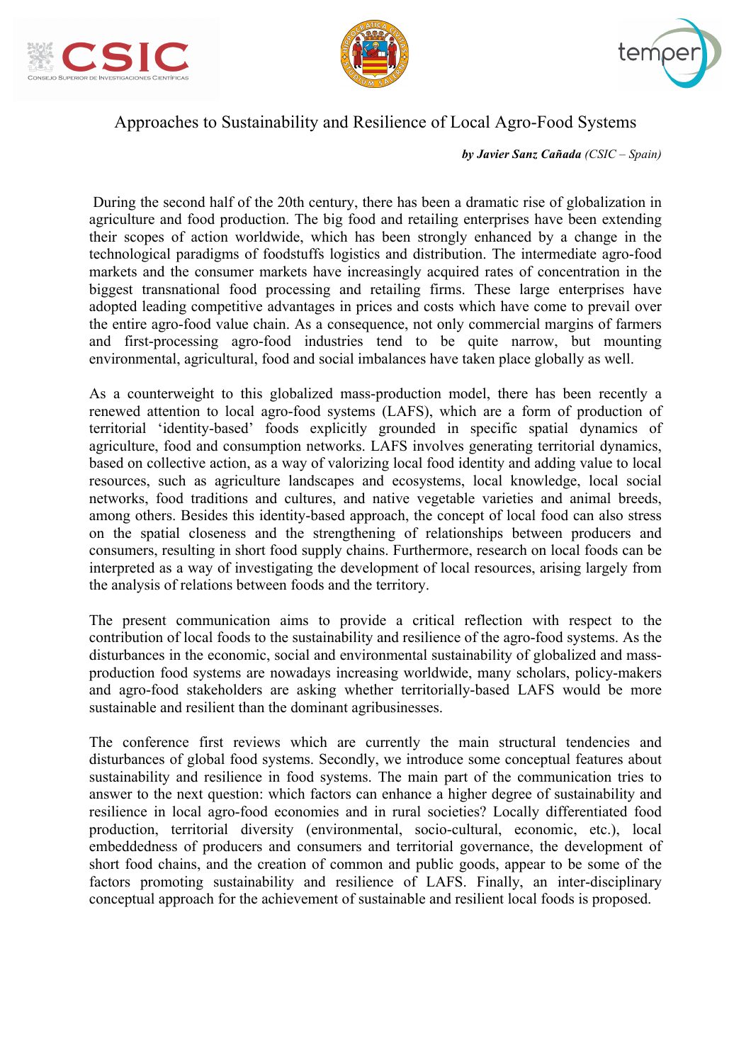# Approaches to Sustainability and Resilience of Local Agro-Food Systems

***by Javier Sanz Cañada*** *(CSIC – Spain)*

During the second half of the 20th century, there has been a dramatic rise of globalization in agriculture and food production. The big food and retailing enterprises have been extending their scopes of action worldwide, which has been strongly enhanced by a change in the technological paradigms of foodstuffs logistics and distribution. The intermediate agro-food markets and the consumer markets have increasingly acquired rates of concentration in the biggest transnational food processing and retailing firms. These large enterprises have adopted leading competitive advantages in prices and costs which have come to prevail over the entire agro-food value chain. As a consequence, not only commercial margins of farmers and first-processing agro-food industries tend to be quite narrow, but mounting environmental, agricultural, food and social imbalances have taken place globally as well.

As a counterweight to this globalized mass-production model, there has been recently a renewed attention to local agro-food systems (LAFS), which are a form of production of territorial 'identity-based' foods explicitly grounded in specific spatial dynamics of agriculture, food and consumption networks. LAFS involves generating territorial dynamics, based on collective action, as a way of valorizing local food identity and adding value to local resources, such as agriculture landscapes and ecosystems, local knowledge, local social networks, food traditions and cultures, and native vegetable varieties and animal breeds, among others. Besides this identity-based approach, the concept of local food can also stress on the spatial closeness and the strengthening of relationships between producers and consumers, resulting in short food supply chains. Furthermore, research on local foods can be interpreted as a way of investigating the development of local resources, arising largely from the analysis of relations between foods and the territory.

The present communication aims to provide a critical reflection with respect to the contribution of local foods to the sustainability and resilience of the agro-food systems. As the disturbances in the economic, social and environmental sustainability of globalized and mass-production food systems are nowadays increasing worldwide, many scholars, policy-makers and agro-food stakeholders are asking whether territorially-based LAFS would be more sustainable and resilient than the dominant agribusinesses.

The conference first reviews which are currently the main structural tendencies and disturbances of global food systems. Secondly, we introduce some conceptual features about sustainability and resilience in food systems. The main part of the communication tries to answer to the next question: which factors can enhance a higher degree of sustainability and resilience in local agro-food economies and in rural societies? Locally differentiated food production, territorial diversity (environmental, socio-cultural, economic, etc.), local embeddedness of producers and consumers and territorial governance, the development of short food chains, and the creation of common and public goods, appear to be some of the factors promoting sustainability and resilience of LAFS. Finally, an inter-disciplinary conceptual approach for the achievement of sustainable and resilient local foods is proposed.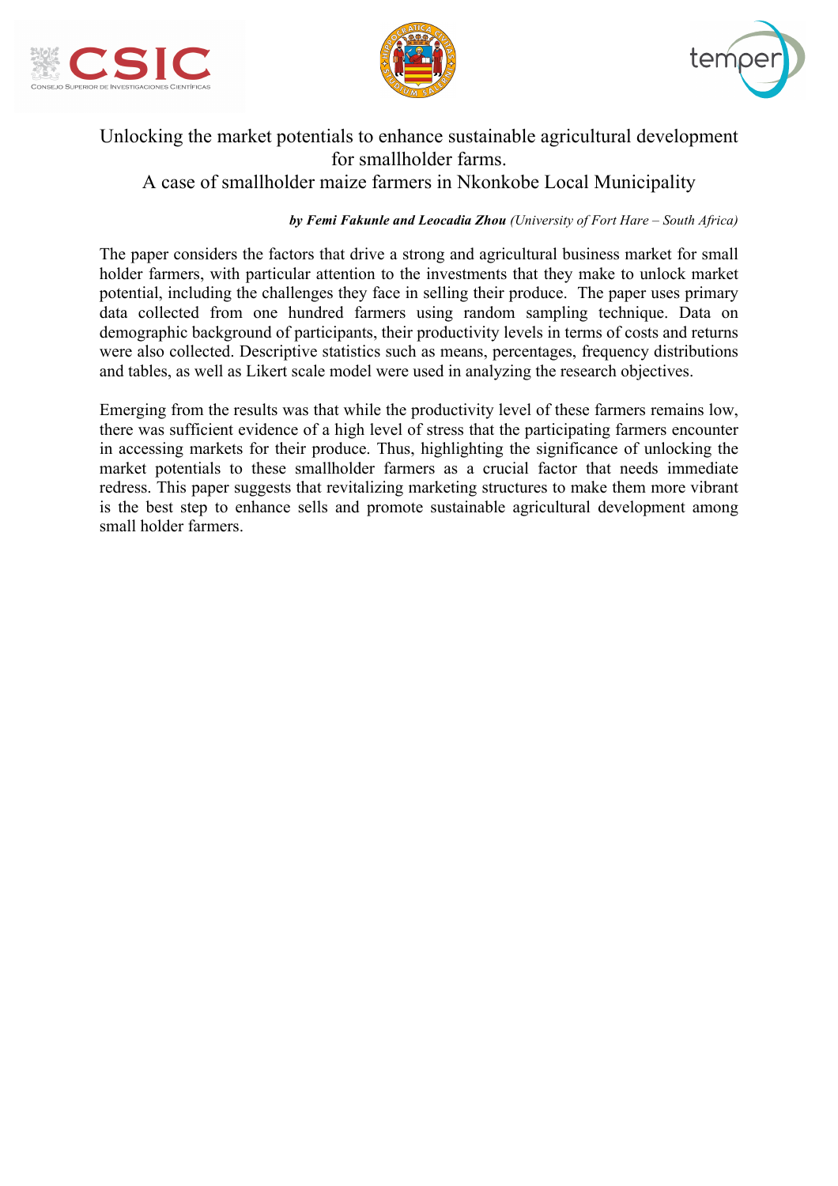# Unlocking the market potentials to enhance sustainable agricultural development for smallholder farms.
## A case of smallholder maize farmers in Nkonkobe Local Municipality

***by Femi Fakunle and Leocadia Zhou** (University of Fort Hare – South Africa)*

The paper considers the factors that drive a strong and agricultural business market for small holder farmers, with particular attention to the investments that they make to unlock market potential, including the challenges they face in selling their produce. The paper uses primary data collected from one hundred farmers using random sampling technique. Data on demographic background of participants, their productivity levels in terms of costs and returns were also collected. Descriptive statistics such as means, percentages, frequency distributions and tables, as well as Likert scale model were used in analyzing the research objectives.

Emerging from the results was that while the productivity level of these farmers remains low, there was sufficient evidence of a high level of stress that the participating farmers encounter in accessing markets for their produce. Thus, highlighting the significance of unlocking the market potentials to these smallholder farmers as a crucial factor that needs immediate redress. This paper suggests that revitalizing marketing structures to make them more vibrant is the best step to enhance sells and promote sustainable agricultural development among small holder farmers.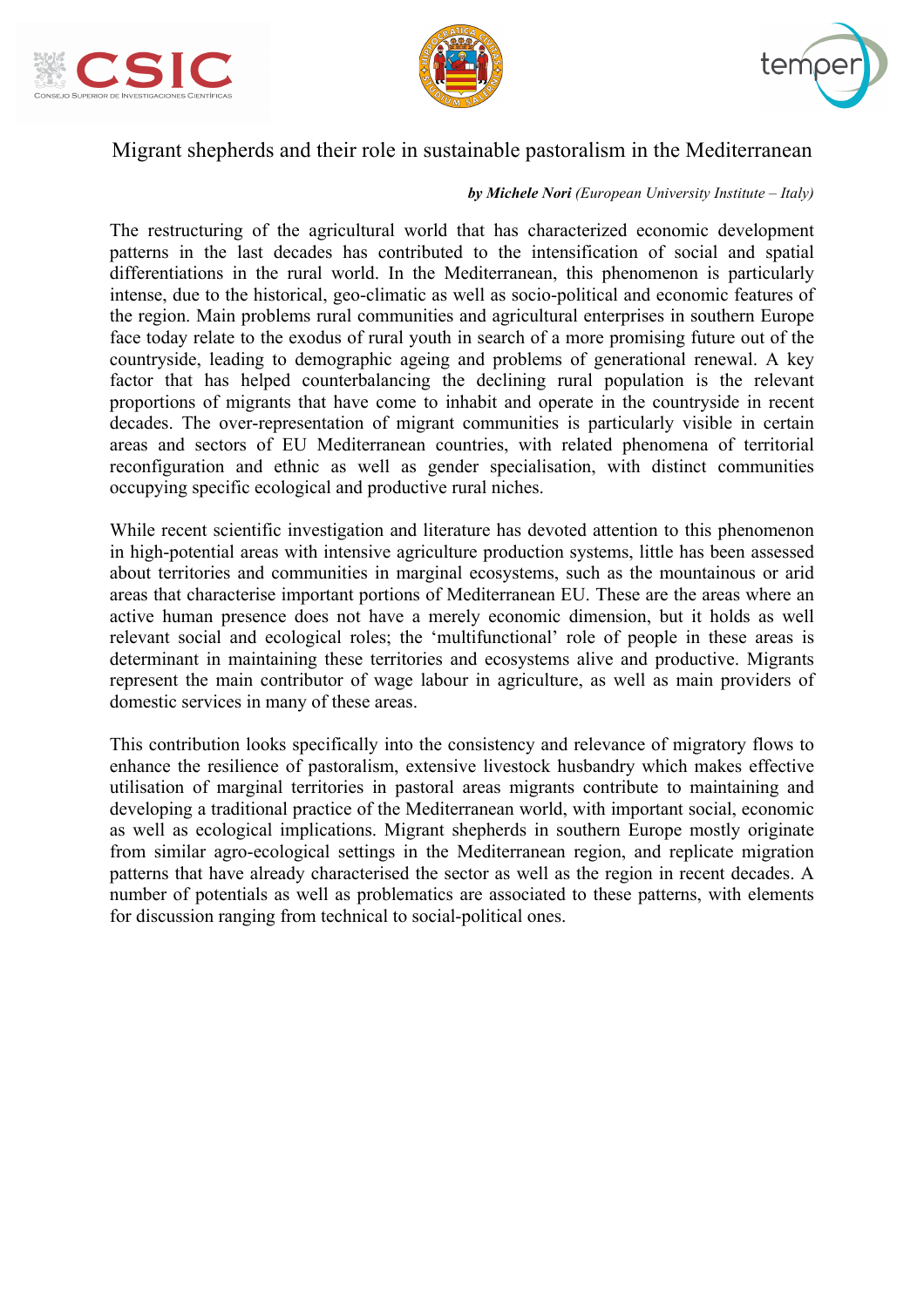Migrant shepherds and their role in sustainable pastoralism in the Mediterranean

***by Michele Nori*** *(European University Institute – Italy)*

The restructuring of the agricultural world that has characterized economic development patterns in the last decades has contributed to the intensification of social and spatial differentiations in the rural world. In the Mediterranean, this phenomenon is particularly intense, due to the historical, geo-climatic as well as socio-political and economic features of the region. Main problems rural communities and agricultural enterprises in southern Europe face today relate to the exodus of rural youth in search of a more promising future out of the countryside, leading to demographic ageing and problems of generational renewal. A key factor that has helped counterbalancing the declining rural population is the relevant proportions of migrants that have come to inhabit and operate in the countryside in recent decades. The over-representation of migrant communities is particularly visible in certain areas and sectors of EU Mediterranean countries, with related phenomena of territorial reconfiguration and ethnic as well as gender specialisation, with distinct communities occupying specific ecological and productive rural niches.

While recent scientific investigation and literature has devoted attention to this phenomenon in high-potential areas with intensive agriculture production systems, little has been assessed about territories and communities in marginal ecosystems, such as the mountainous or arid areas that characterise important portions of Mediterranean EU. These are the areas where an active human presence does not have a merely economic dimension, but it holds as well relevant social and ecological roles; the 'multifunctional' role of people in these areas is determinant in maintaining these territories and ecosystems alive and productive. Migrants represent the main contributor of wage labour in agriculture, as well as main providers of domestic services in many of these areas.

This contribution looks specifically into the consistency and relevance of migratory flows to enhance the resilience of pastoralism, extensive livestock husbandry which makes effective utilisation of marginal territories in pastoral areas migrants contribute to maintaining and developing a traditional practice of the Mediterranean world, with important social, economic as well as ecological implications. Migrant shepherds in southern Europe mostly originate from similar agro-ecological settings in the Mediterranean region, and replicate migration patterns that have already characterised the sector as well as the region in recent decades. A number of potentials as well as problematics are associated to these patterns, with elements for discussion ranging from technical to social-political ones.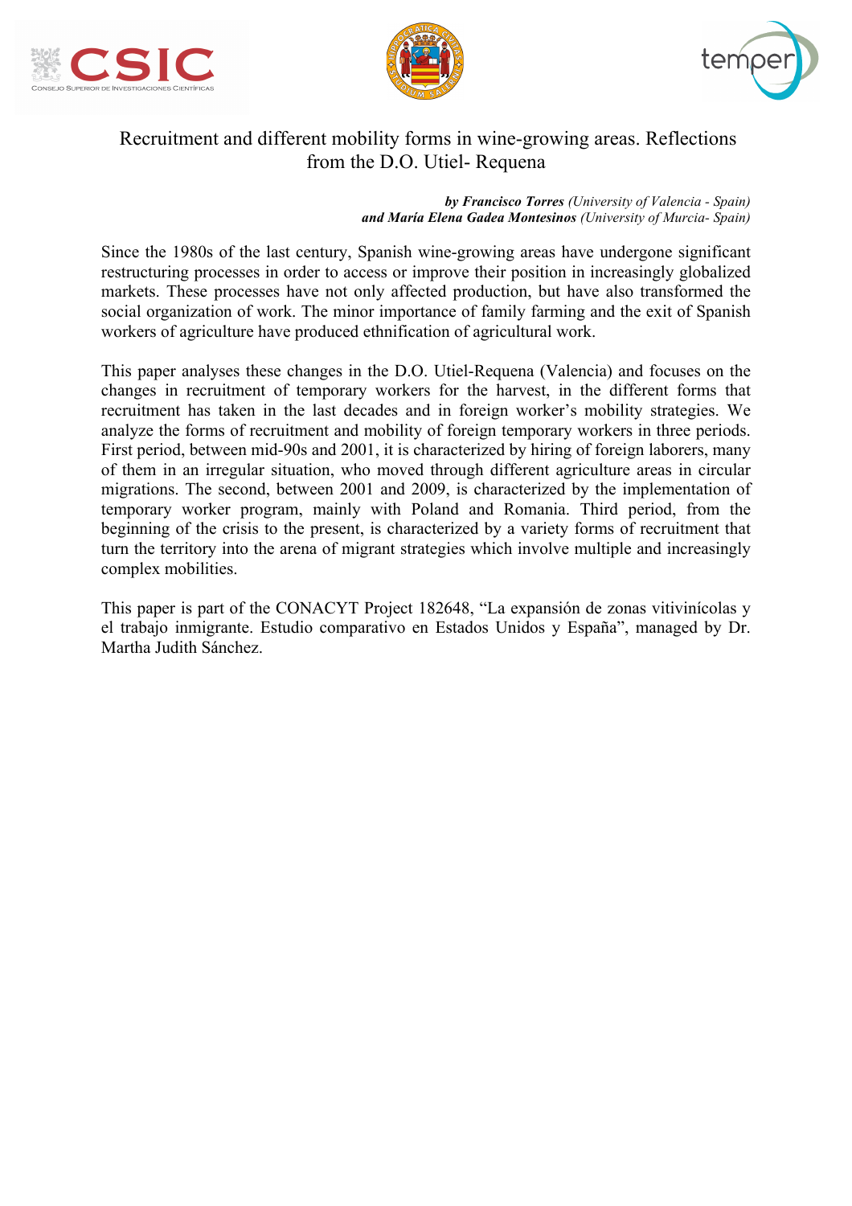# Recruitment and different mobility forms in wine-growing areas. Reflections from the D.O. Utiel- Requena

***by Francisco Torres*** *(University of Valencia - Spain)*
***and María Elena Gadea Montesinos*** *(University of Murcia- Spain)*

Since the 1980s of the last century, Spanish wine-growing areas have undergone significant restructuring processes in order to access or improve their position in increasingly globalized markets. These processes have not only affected production, but have also transformed the social organization of work. The minor importance of family farming and the exit of Spanish workers of agriculture have produced ethnification of agricultural work.

This paper analyses these changes in the D.O. Utiel-Requena (Valencia) and focuses on the changes in recruitment of temporary workers for the harvest, in the different forms that recruitment has taken in the last decades and in foreign worker's mobility strategies. We analyze the forms of recruitment and mobility of foreign temporary workers in three periods. First period, between mid-90s and 2001, it is characterized by hiring of foreign laborers, many of them in an irregular situation, who moved through different agriculture areas in circular migrations. The second, between 2001 and 2009, is characterized by the implementation of temporary worker program, mainly with Poland and Romania. Third period, from the beginning of the crisis to the present, is characterized by a variety forms of recruitment that turn the territory into the arena of migrant strategies which involve multiple and increasingly complex mobilities.

This paper is part of the CONACYT Project 182648, "La expansión de zonas vitivinícolas y el trabajo inmigrante. Estudio comparativo en Estados Unidos y España", managed by Dr. Martha Judith Sánchez.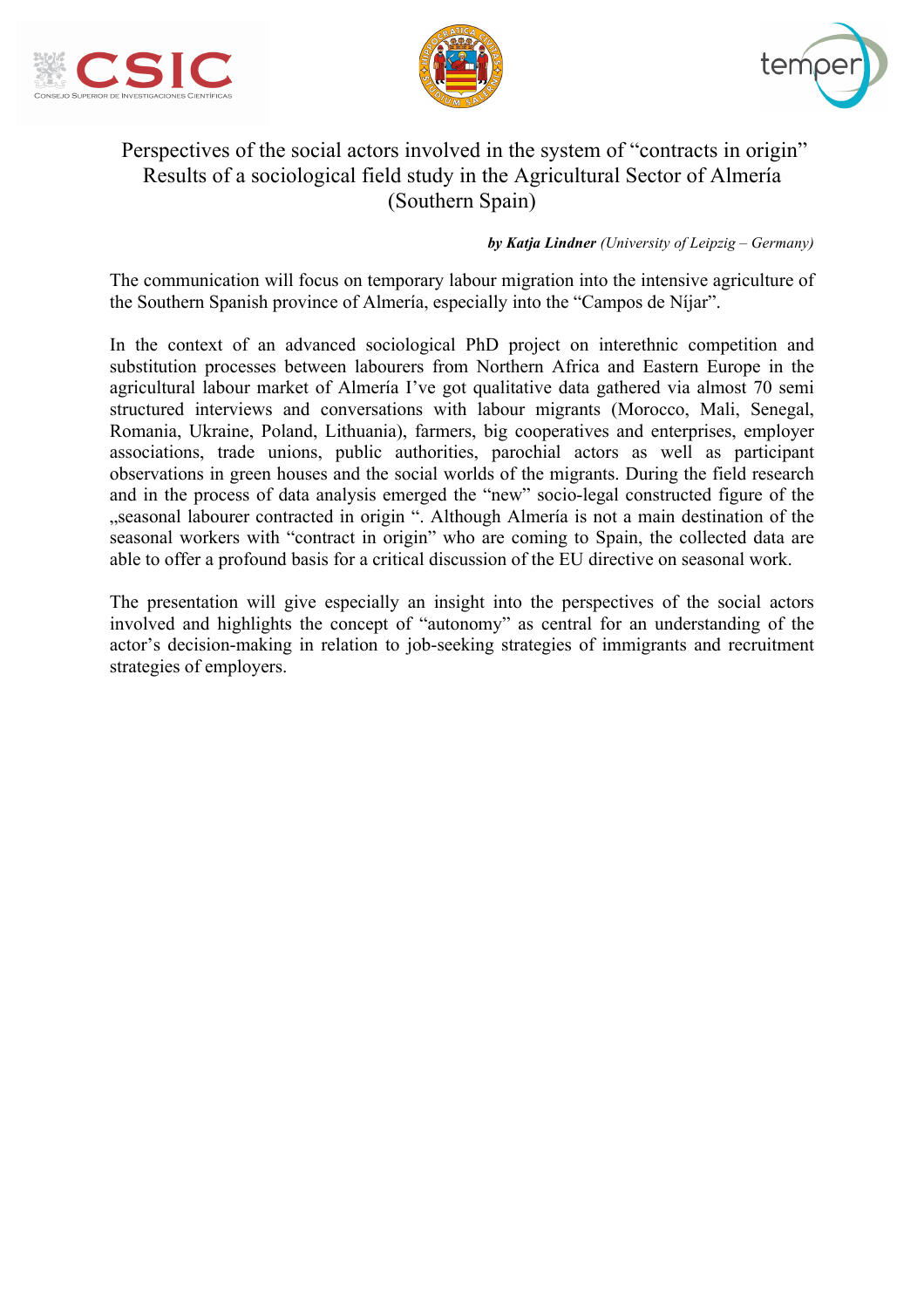# Perspectives of the social actors involved in the system of "contracts in origin" Results of a sociological field study in the Agricultural Sector of Almería (Southern Spain)

***by Katja Lindner*** *(University of Leipzig – Germany)*

The communication will focus on temporary labour migration into the intensive agriculture of the Southern Spanish province of Almería, especially into the "Campos de Níjar".

In the context of an advanced sociological PhD project on interethnic competition and substitution processes between labourers from Northern Africa and Eastern Europe in the agricultural labour market of Almería I've got qualitative data gathered via almost 70 semi structured interviews and conversations with labour migrants (Morocco, Mali, Senegal, Romania, Ukraine, Poland, Lithuania), farmers, big cooperatives and enterprises, employer associations, trade unions, public authorities, parochial actors as well as participant observations in green houses and the social worlds of the migrants. During the field research and in the process of data analysis emerged the "new" socio-legal constructed figure of the „seasonal labourer contracted in origin ". Although Almería is not a main destination of the seasonal workers with "contract in origin" who are coming to Spain, the collected data are able to offer a profound basis for a critical discussion of the EU directive on seasonal work.

The presentation will give especially an insight into the perspectives of the social actors involved and highlights the concept of "autonomy" as central for an understanding of the actor's decision-making in relation to job-seeking strategies of immigrants and recruitment strategies of employers.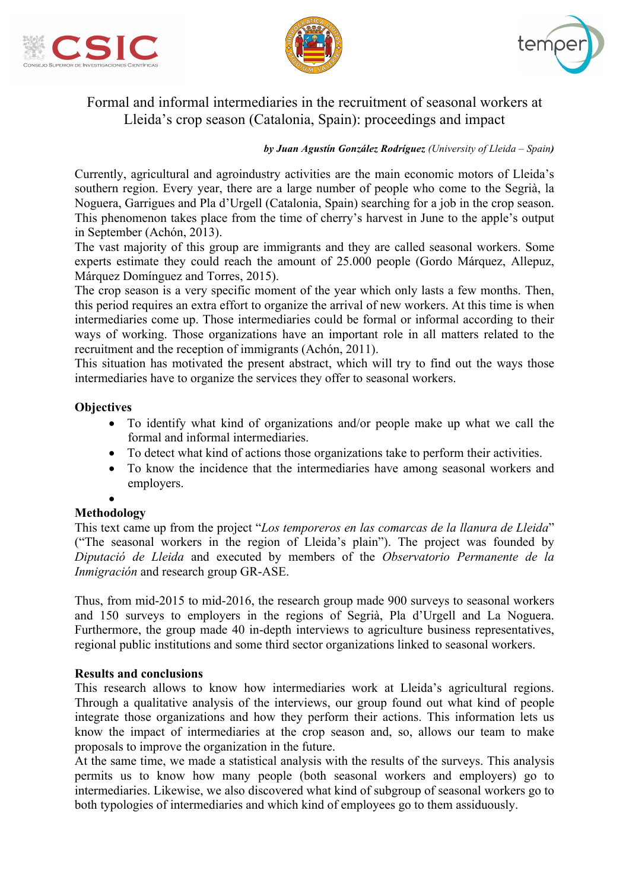# Formal and informal intermediaries in the recruitment of seasonal workers at Lleida's crop season (Catalonia, Spain): proceedings and impact

***by Juan Agustín González Rodríguez** (University of Lleida – Spain)*

Currently, agricultural and agroindustry activities are the main economic motors of Lleida's southern region. Every year, there are a large number of people who come to the Segrià, la Noguera, Garrigues and Pla d'Urgell (Catalonia, Spain) searching for a job in the crop season. This phenomenon takes place from the time of cherry's harvest in June to the apple's output in September (Achón, 2013).

The vast majority of this group are immigrants and they are called seasonal workers. Some experts estimate they could reach the amount of 25.000 people (Gordo Márquez, Allepuz, Márquez Domínguez and Torres, 2015).

The crop season is a very specific moment of the year which only lasts a few months. Then, this period requires an extra effort to organize the arrival of new workers. At this time is when intermediaries come up. Those intermediaries could be formal or informal according to their ways of working. Those organizations have an important role in all matters related to the recruitment and the reception of immigrants (Achón, 2011).

This situation has motivated the present abstract, which will try to find out the ways those intermediaries have to organize the services they offer to seasonal workers.

**Objectives**

- To identify what kind of organizations and/or people make up what we call the formal and informal intermediaries.
- To detect what kind of actions those organizations take to perform their activities.
- To know the incidence that the intermediaries have among seasonal workers and employers.

**Methodology**

This text came up from the project "*Los temporeros en las comarcas de la llanura de Lleida*" ("The seasonal workers in the region of Lleida's plain"). The project was founded by *Diputació de Lleida* and executed by members of the *Observatorio Permanente de la Inmigración* and research group GR-ASE.

Thus, from mid-2015 to mid-2016, the research group made 900 surveys to seasonal workers and 150 surveys to employers in the regions of Segrià, Pla d'Urgell and La Noguera. Furthermore, the group made 40 in-depth interviews to agriculture business representatives, regional public institutions and some third sector organizations linked to seasonal workers.

**Results and conclusions**

This research allows to know how intermediaries work at Lleida's agricultural regions. Through a qualitative analysis of the interviews, our group found out what kind of people integrate those organizations and how they perform their actions. This information lets us know the impact of intermediaries at the crop season and, so, allows our team to make proposals to improve the organization in the future.

At the same time, we made a statistical analysis with the results of the surveys. This analysis permits us to know how many people (both seasonal workers and employers) go to intermediaries. Likewise, we also discovered what kind of subgroup of seasonal workers go to both typologies of intermediaries and which kind of employees go to them assiduously.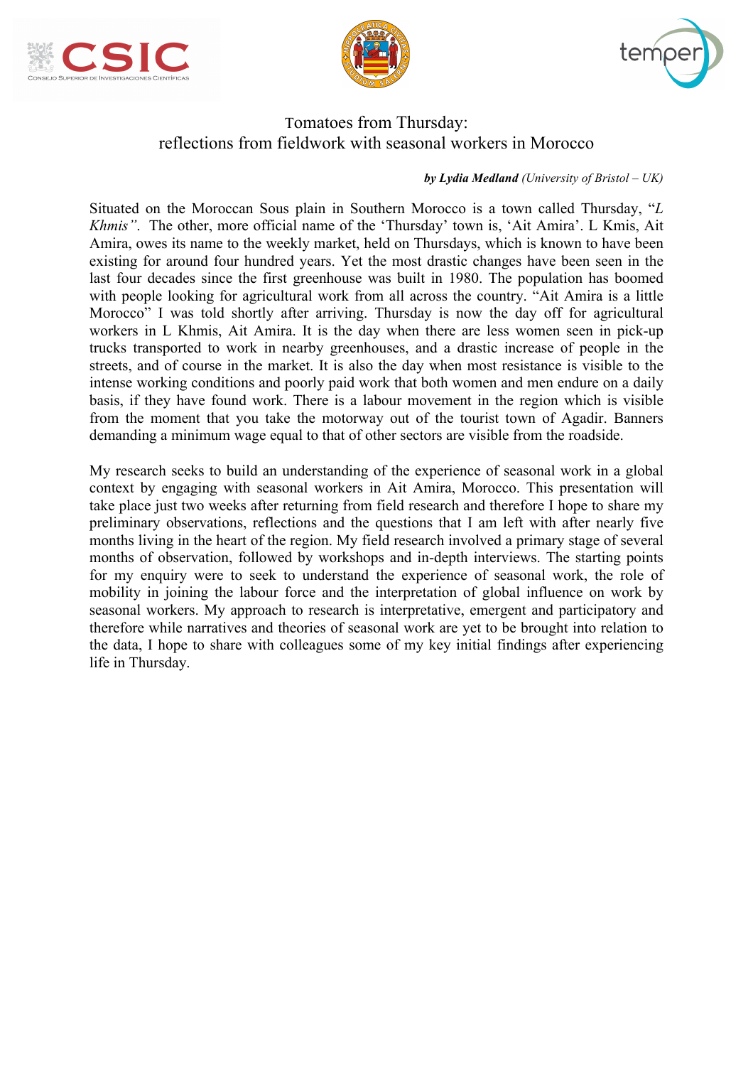# Tomatoes from Thursday:
# reflections from fieldwork with seasonal workers in Morocco

***by Lydia Medland** (University of Bristol – UK)*

Situated on the Moroccan Sous plain in Southern Morocco is a town called Thursday, "*L Khmis"*. The other, more official name of the 'Thursday' town is, 'Ait Amira'. L Kmis, Ait Amira, owes its name to the weekly market, held on Thursdays, which is known to have been existing for around four hundred years. Yet the most drastic changes have been seen in the last four decades since the first greenhouse was built in 1980. The population has boomed with people looking for agricultural work from all across the country. "Ait Amira is a little Morocco" I was told shortly after arriving. Thursday is now the day off for agricultural workers in L Khmis, Ait Amira. It is the day when there are less women seen in pick-up trucks transported to work in nearby greenhouses, and a drastic increase of people in the streets, and of course in the market. It is also the day when most resistance is visible to the intense working conditions and poorly paid work that both women and men endure on a daily basis, if they have found work. There is a labour movement in the region which is visible from the moment that you take the motorway out of the tourist town of Agadir. Banners demanding a minimum wage equal to that of other sectors are visible from the roadside.

My research seeks to build an understanding of the experience of seasonal work in a global context by engaging with seasonal workers in Ait Amira, Morocco. This presentation will take place just two weeks after returning from field research and therefore I hope to share my preliminary observations, reflections and the questions that I am left with after nearly five months living in the heart of the region. My field research involved a primary stage of several months of observation, followed by workshops and in-depth interviews. The starting points for my enquiry were to seek to understand the experience of seasonal work, the role of mobility in joining the labour force and the interpretation of global influence on work by seasonal workers. My approach to research is interpretative, emergent and participatory and therefore while narratives and theories of seasonal work are yet to be brought into relation to the data, I hope to share with colleagues some of my key initial findings after experiencing life in Thursday.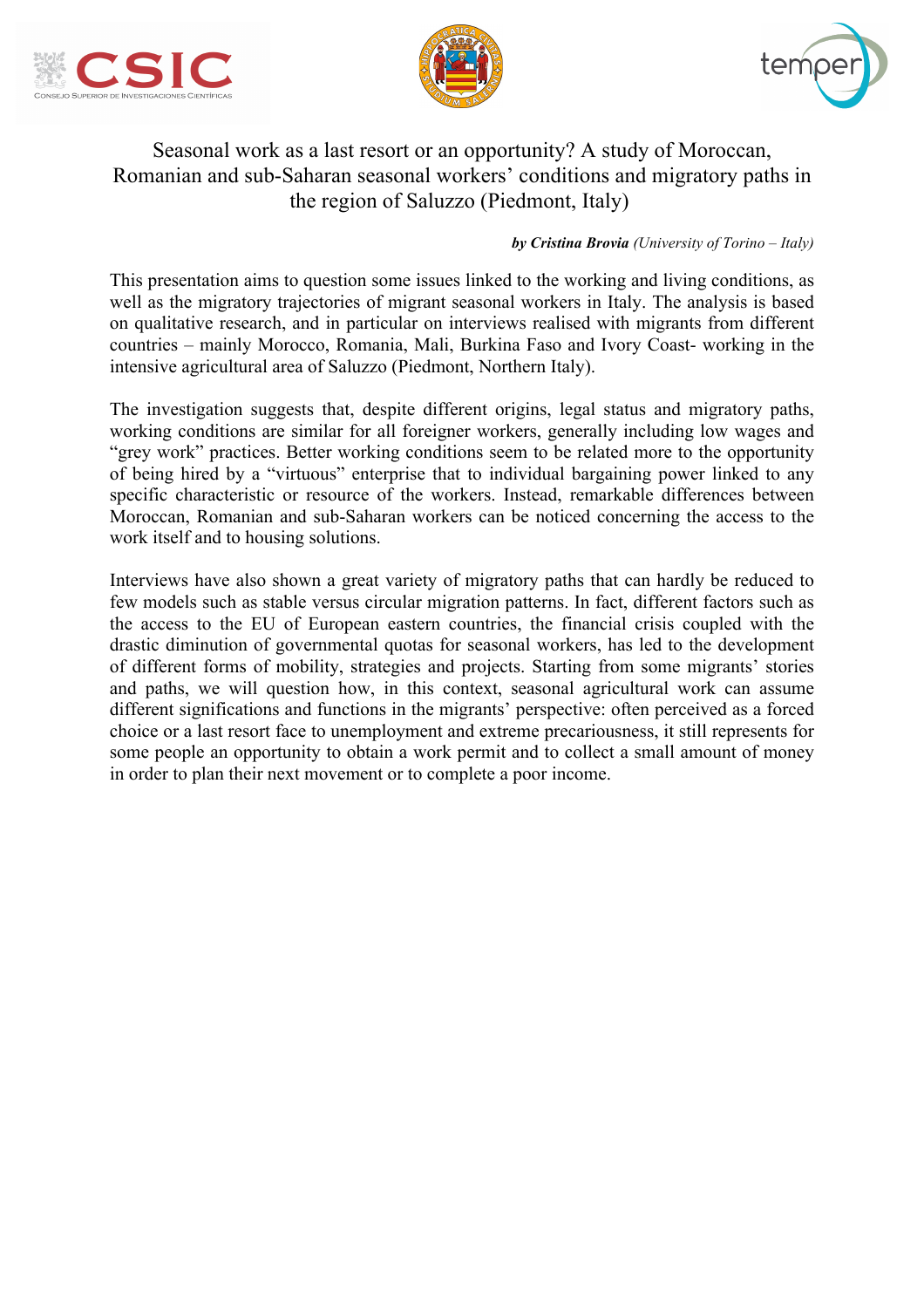# Seasonal work as a last resort or an opportunity? A study of Moroccan, Romanian and sub-Saharan seasonal workers' conditions and migratory paths in the region of Saluzzo (Piedmont, Italy)

***by Cristina Brovia** (University of Torino – Italy)*

This presentation aims to question some issues linked to the working and living conditions, as well as the migratory trajectories of migrant seasonal workers in Italy. The analysis is based on qualitative research, and in particular on interviews realised with migrants from different countries – mainly Morocco, Romania, Mali, Burkina Faso and Ivory Coast- working in the intensive agricultural area of Saluzzo (Piedmont, Northern Italy).

The investigation suggests that, despite different origins, legal status and migratory paths, working conditions are similar for all foreigner workers, generally including low wages and "grey work" practices. Better working conditions seem to be related more to the opportunity of being hired by a "virtuous" enterprise that to individual bargaining power linked to any specific characteristic or resource of the workers. Instead, remarkable differences between Moroccan, Romanian and sub-Saharan workers can be noticed concerning the access to the work itself and to housing solutions.

Interviews have also shown a great variety of migratory paths that can hardly be reduced to few models such as stable versus circular migration patterns. In fact, different factors such as the access to the EU of European eastern countries, the financial crisis coupled with the drastic diminution of governmental quotas for seasonal workers, has led to the development of different forms of mobility, strategies and projects. Starting from some migrants' stories and paths, we will question how, in this context, seasonal agricultural work can assume different significations and functions in the migrants' perspective: often perceived as a forced choice or a last resort face to unemployment and extreme precariousness, it still represents for some people an opportunity to obtain a work permit and to collect a small amount of money in order to plan their next movement or to complete a poor income.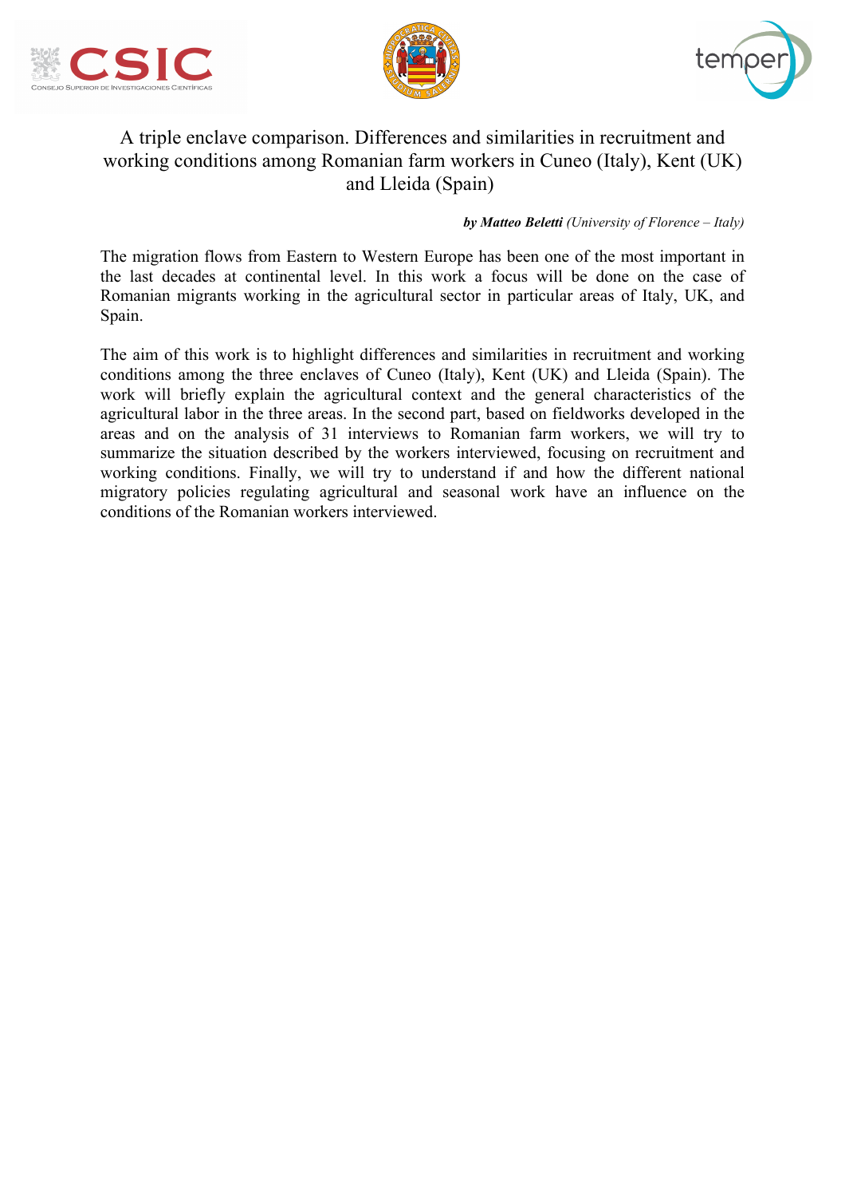# A triple enclave comparison. Differences and similarities in recruitment and working conditions among Romanian farm workers in Cuneo (Italy), Kent (UK) and Lleida (Spain)

***by Matteo Beletti** (University of Florence – Italy)*

The migration flows from Eastern to Western Europe has been one of the most important in the last decades at continental level. In this work a focus will be done on the case of Romanian migrants working in the agricultural sector in particular areas of Italy, UK, and Spain.

The aim of this work is to highlight differences and similarities in recruitment and working conditions among the three enclaves of Cuneo (Italy), Kent (UK) and Lleida (Spain). The work will briefly explain the agricultural context and the general characteristics of the agricultural labor in the three areas. In the second part, based on fieldworks developed in the areas and on the analysis of 31 interviews to Romanian farm workers, we will try to summarize the situation described by the workers interviewed, focusing on recruitment and working conditions. Finally, we will try to understand if and how the different national migratory policies regulating agricultural and seasonal work have an influence on the conditions of the Romanian workers interviewed.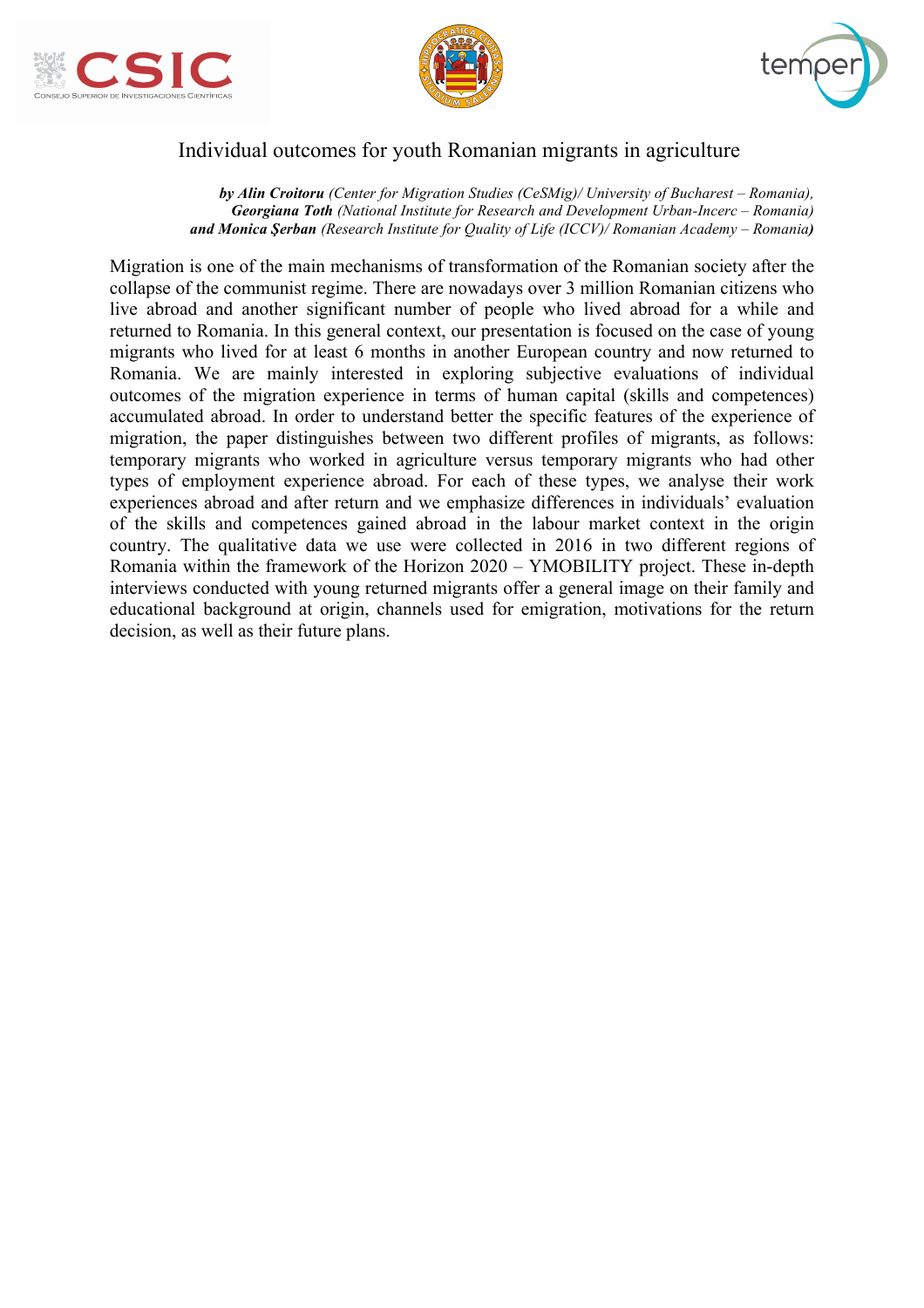# Individual outcomes for youth Romanian migrants in agriculture

***by Alin Croitoru** (Center for Migration Studies (CeSMig)/ University of Bucharest – Romania),*
***Georgiana Toth** (National Institute for Research and Development Urban-Incerc – Romania)*
***and Monica Şerban** (Research Institute for Quality of Life (ICCV)/ Romanian Academy – Romania)*

Migration is one of the main mechanisms of transformation of the Romanian society after the collapse of the communist regime. There are nowadays over 3 million Romanian citizens who live abroad and another significant number of people who lived abroad for a while and returned to Romania. In this general context, our presentation is focused on the case of young migrants who lived for at least 6 months in another European country and now returned to Romania. We are mainly interested in exploring subjective evaluations of individual outcomes of the migration experience in terms of human capital (skills and competences) accumulated abroad. In order to understand better the specific features of the experience of migration, the paper distinguishes between two different profiles of migrants, as follows: temporary migrants who worked in agriculture versus temporary migrants who had other types of employment experience abroad. For each of these types, we analyse their work experiences abroad and after return and we emphasize differences in individuals' evaluation of the skills and competences gained abroad in the labour market context in the origin country. The qualitative data we use were collected in 2016 in two different regions of Romania within the framework of the Horizon 2020 – YMOBILITY project. These in-depth interviews conducted with young returned migrants offer a general image on their family and educational background at origin, channels used for emigration, motivations for the return decision, as well as their future plans.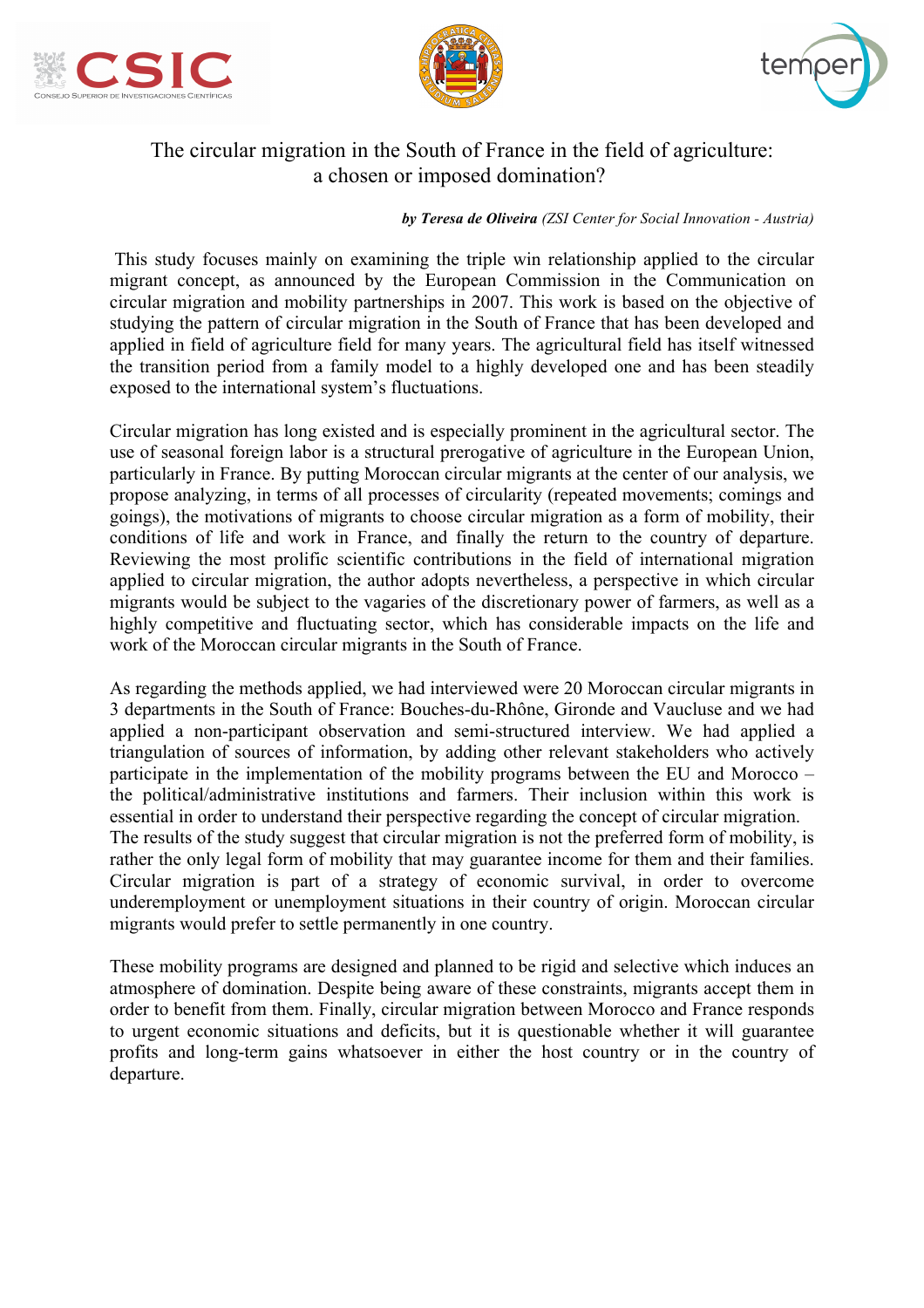# The circular migration in the South of France in the field of agriculture: a chosen or imposed domination?

***by Teresa de Oliveira** (ZSI Center for Social Innovation - Austria)*

This study focuses mainly on examining the triple win relationship applied to the circular migrant concept, as announced by the European Commission in the Communication on circular migration and mobility partnerships in 2007. This work is based on the objective of studying the pattern of circular migration in the South of France that has been developed and applied in field of agriculture field for many years. The agricultural field has itself witnessed the transition period from a family model to a highly developed one and has been steadily exposed to the international system's fluctuations.

Circular migration has long existed and is especially prominent in the agricultural sector. The use of seasonal foreign labor is a structural prerogative of agriculture in the European Union, particularly in France. By putting Moroccan circular migrants at the center of our analysis, we propose analyzing, in terms of all processes of circularity (repeated movements; comings and goings), the motivations of migrants to choose circular migration as a form of mobility, their conditions of life and work in France, and finally the return to the country of departure. Reviewing the most prolific scientific contributions in the field of international migration applied to circular migration, the author adopts nevertheless, a perspective in which circular migrants would be subject to the vagaries of the discretionary power of farmers, as well as a highly competitive and fluctuating sector, which has considerable impacts on the life and work of the Moroccan circular migrants in the South of France.

As regarding the methods applied, we had interviewed were 20 Moroccan circular migrants in 3 departments in the South of France: Bouches-du-Rhône, Gironde and Vaucluse and we had applied a non-participant observation and semi-structured interview. We had applied a triangulation of sources of information, by adding other relevant stakeholders who actively participate in the implementation of the mobility programs between the EU and Morocco – the political/administrative institutions and farmers. Their inclusion within this work is essential in order to understand their perspective regarding the concept of circular migration.
The results of the study suggest that circular migration is not the preferred form of mobility, is rather the only legal form of mobility that may guarantee income for them and their families. Circular migration is part of a strategy of economic survival, in order to overcome underemployment or unemployment situations in their country of origin. Moroccan circular migrants would prefer to settle permanently in one country.

These mobility programs are designed and planned to be rigid and selective which induces an atmosphere of domination. Despite being aware of these constraints, migrants accept them in order to benefit from them. Finally, circular migration between Morocco and France responds to urgent economic situations and deficits, but it is questionable whether it will guarantee profits and long-term gains whatsoever in either the host country or in the country of departure.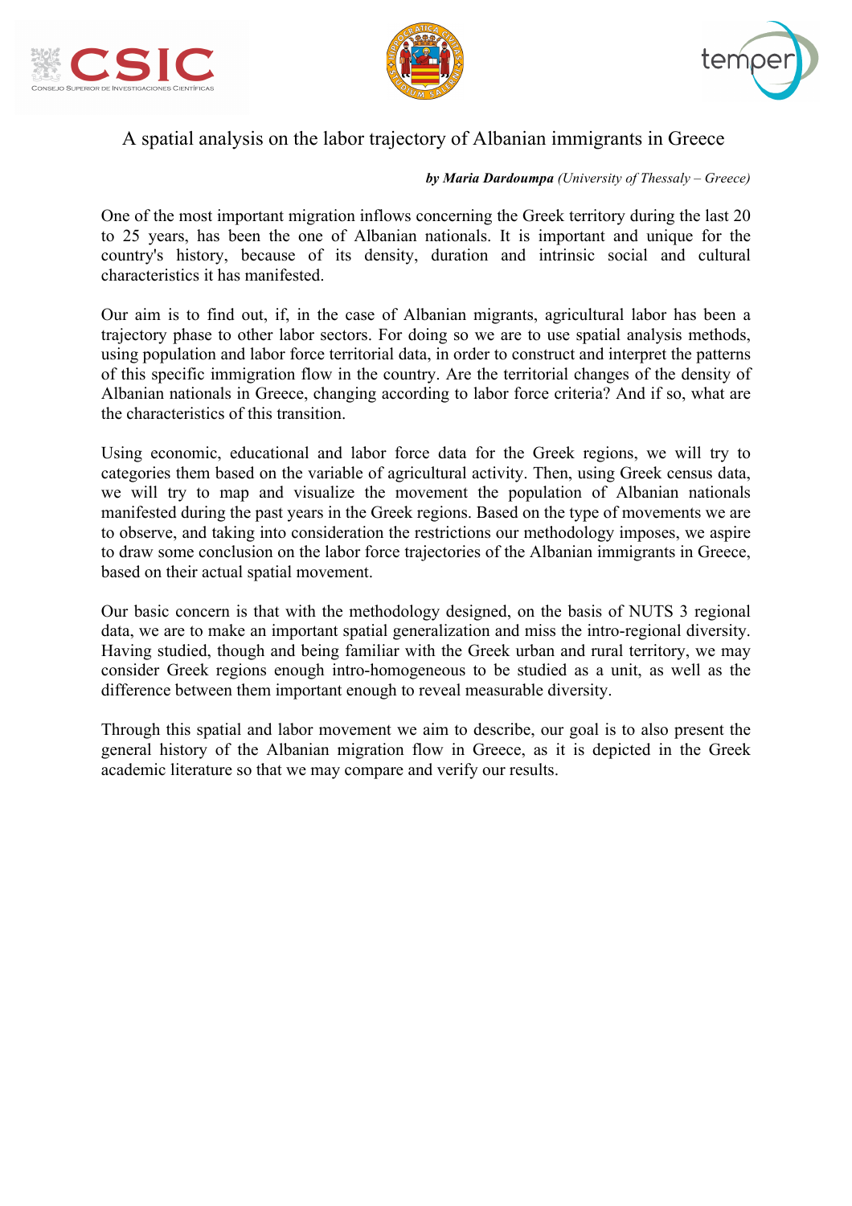# A spatial analysis on the labor trajectory of Albanian immigrants in Greece

***by Maria Dardoumpa*** *(University of Thessaly – Greece)*

One of the most important migration inflows concerning the Greek territory during the last 20 to 25 years, has been the one of Albanian nationals. It is important and unique for the country's history, because of its density, duration and intrinsic social and cultural characteristics it has manifested.

Our aim is to find out, if, in the case of Albanian migrants, agricultural labor has been a trajectory phase to other labor sectors. For doing so we are to use spatial analysis methods, using population and labor force territorial data, in order to construct and interpret the patterns of this specific immigration flow in the country. Are the territorial changes of the density of Albanian nationals in Greece, changing according to labor force criteria? And if so, what are the characteristics of this transition.

Using economic, educational and labor force data for the Greek regions, we will try to categories them based on the variable of agricultural activity. Then, using Greek census data, we will try to map and visualize the movement the population of Albanian nationals manifested during the past years in the Greek regions. Based on the type of movements we are to observe, and taking into consideration the restrictions our methodology imposes, we aspire to draw some conclusion on the labor force trajectories of the Albanian immigrants in Greece, based on their actual spatial movement.

Our basic concern is that with the methodology designed, on the basis of NUTS 3 regional data, we are to make an important spatial generalization and miss the intro-regional diversity. Having studied, though and being familiar with the Greek urban and rural territory, we may consider Greek regions enough intro-homogeneous to be studied as a unit, as well as the difference between them important enough to reveal measurable diversity.

Through this spatial and labor movement we aim to describe, our goal is to also present the general history of the Albanian migration flow in Greece, as it is depicted in the Greek academic literature so that we may compare and verify our results.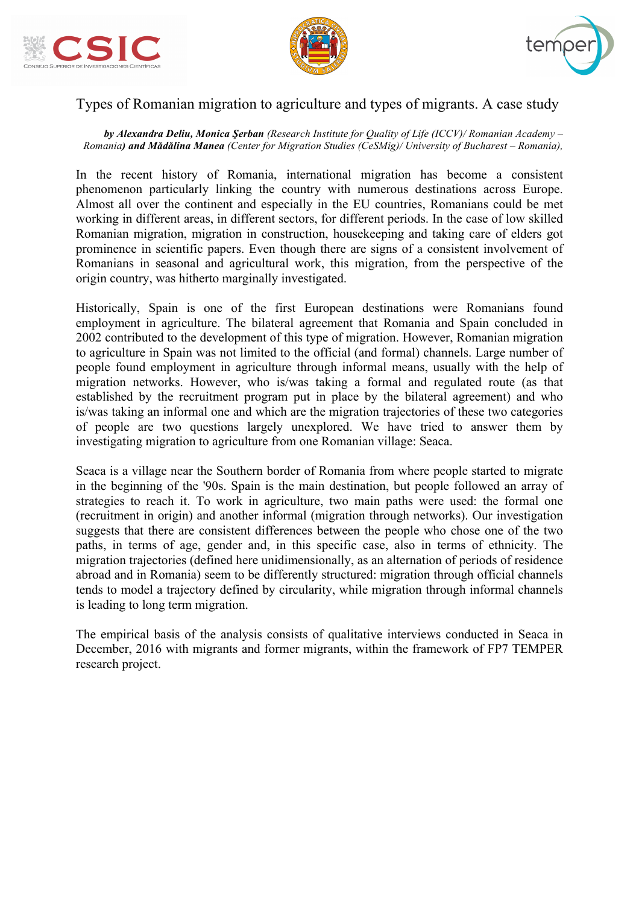# Types of Romanian migration to agriculture and types of migrants. A case study

***by Alexandra Deliu, Monica Şerban*** *(Research Institute for Quality of Life (ICCV)/ Romanian Academy – Romania)* ***and Mădălina Manea*** *(Center for Migration Studies (CeSMig)/ University of Bucharest – Romania),*

In the recent history of Romania, international migration has become a consistent phenomenon particularly linking the country with numerous destinations across Europe. Almost all over the continent and especially in the EU countries, Romanians could be met working in different areas, in different sectors, for different periods. In the case of low skilled Romanian migration, migration in construction, housekeeping and taking care of elders got prominence in scientific papers. Even though there are signs of a consistent involvement of Romanians in seasonal and agricultural work, this migration, from the perspective of the origin country, was hitherto marginally investigated.

Historically, Spain is one of the first European destinations were Romanians found employment in agriculture. The bilateral agreement that Romania and Spain concluded in 2002 contributed to the development of this type of migration. However, Romanian migration to agriculture in Spain was not limited to the official (and formal) channels. Large number of people found employment in agriculture through informal means, usually with the help of migration networks. However, who is/was taking a formal and regulated route (as that established by the recruitment program put in place by the bilateral agreement) and who is/was taking an informal one and which are the migration trajectories of these two categories of people are two questions largely unexplored. We have tried to answer them by investigating migration to agriculture from one Romanian village: Seaca.

Seaca is a village near the Southern border of Romania from where people started to migrate in the beginning of the '90s. Spain is the main destination, but people followed an array of strategies to reach it. To work in agriculture, two main paths were used: the formal one (recruitment in origin) and another informal (migration through networks). Our investigation suggests that there are consistent differences between the people who chose one of the two paths, in terms of age, gender and, in this specific case, also in terms of ethnicity. The migration trajectories (defined here unidimensionally, as an alternation of periods of residence abroad and in Romania) seem to be differently structured: migration through official channels tends to model a trajectory defined by circularity, while migration through informal channels is leading to long term migration.

The empirical basis of the analysis consists of qualitative interviews conducted in Seaca in December, 2016 with migrants and former migrants, within the framework of FP7 TEMPER research project.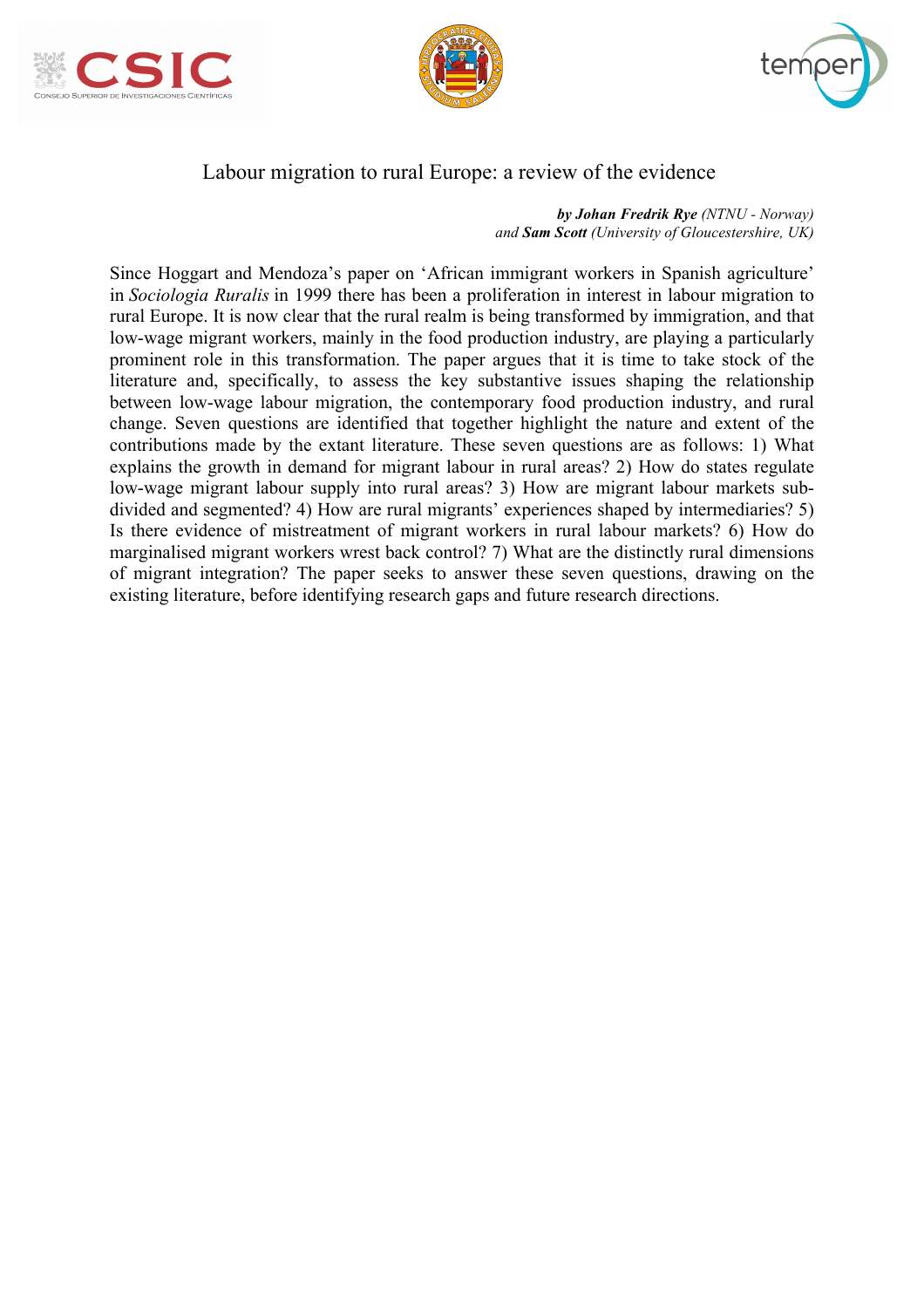# Labour migration to rural Europe: a review of the evidence

***by Johan Fredrik Rye** (NTNU - Norway)*
*and **Sam Scott** (University of Gloucestershire, UK)*

Since Hoggart and Mendoza's paper on 'African immigrant workers in Spanish agriculture' in *Sociologia Ruralis* in 1999 there has been a proliferation in interest in labour migration to rural Europe. It is now clear that the rural realm is being transformed by immigration, and that low-wage migrant workers, mainly in the food production industry, are playing a particularly prominent role in this transformation. The paper argues that it is time to take stock of the literature and, specifically, to assess the key substantive issues shaping the relationship between low-wage labour migration, the contemporary food production industry, and rural change. Seven questions are identified that together highlight the nature and extent of the contributions made by the extant literature. These seven questions are as follows: 1) What explains the growth in demand for migrant labour in rural areas? 2) How do states regulate low-wage migrant labour supply into rural areas? 3) How are migrant labour markets sub-divided and segmented? 4) How are rural migrants' experiences shaped by intermediaries? 5) Is there evidence of mistreatment of migrant workers in rural labour markets? 6) How do marginalised migrant workers wrest back control? 7) What are the distinctly rural dimensions of migrant integration? The paper seeks to answer these seven questions, drawing on the existing literature, before identifying research gaps and future research directions.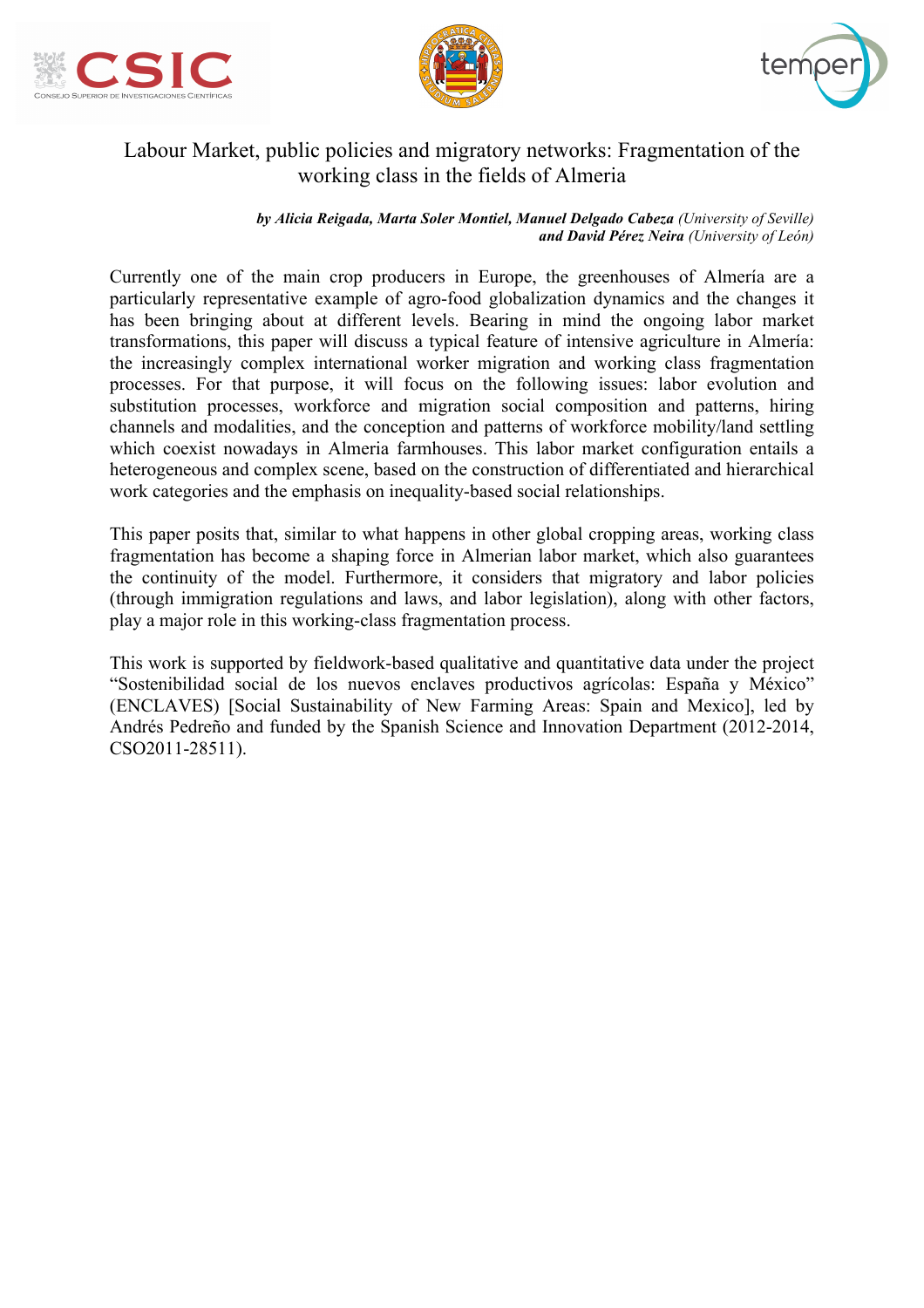# Labour Market, public policies and migratory networks: Fragmentation of the working class in the fields of Almeria

***by Alicia Reigada, Marta Soler Montiel, Manuel Delgado Cabeza** (University of Seville)*
***and David Pérez Neira** (University of León)*

Currently one of the main crop producers in Europe, the greenhouses of Almería are a particularly representative example of agro-food globalization dynamics and the changes it has been bringing about at different levels. Bearing in mind the ongoing labor market transformations, this paper will discuss a typical feature of intensive agriculture in Almería: the increasingly complex international worker migration and working class fragmentation processes. For that purpose, it will focus on the following issues: labor evolution and substitution processes, workforce and migration social composition and patterns, hiring channels and modalities, and the conception and patterns of workforce mobility/land settling which coexist nowadays in Almeria farmhouses. This labor market configuration entails a heterogeneous and complex scene, based on the construction of differentiated and hierarchical work categories and the emphasis on inequality-based social relationships.

This paper posits that, similar to what happens in other global cropping areas, working class fragmentation has become a shaping force in Almerian labor market, which also guarantees the continuity of the model. Furthermore, it considers that migratory and labor policies (through immigration regulations and laws, and labor legislation), along with other factors, play a major role in this working-class fragmentation process.

This work is supported by fieldwork-based qualitative and quantitative data under the project "Sostenibilidad social de los nuevos enclaves productivos agrícolas: España y México" (ENCLAVES) [Social Sustainability of New Farming Areas: Spain and Mexico], led by Andrés Pedreño and funded by the Spanish Science and Innovation Department (2012-2014, CSO2011-28511).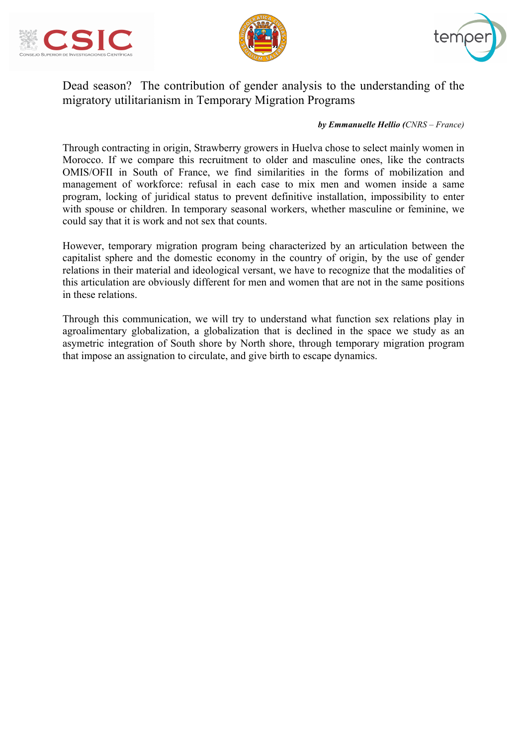# Dead season? The contribution of gender analysis to the understanding of the migratory utilitarianism in Temporary Migration Programs

***by Emmanuelle Hellio*** *(CNRS – France)*

Through contracting in origin, Strawberry growers in Huelva chose to select mainly women in Morocco. If we compare this recruitment to older and masculine ones, like the contracts OMIS/OFII in South of France, we find similarities in the forms of mobilization and management of workforce: refusal in each case to mix men and women inside a same program, locking of juridical status to prevent definitive installation, impossibility to enter with spouse or children. In temporary seasonal workers, whether masculine or feminine, we could say that it is work and not sex that counts.

However, temporary migration program being characterized by an articulation between the capitalist sphere and the domestic economy in the country of origin, by the use of gender relations in their material and ideological versant, we have to recognize that the modalities of this articulation are obviously different for men and women that are not in the same positions in these relations.

Through this communication, we will try to understand what function sex relations play in agroalimentary globalization, a globalization that is declined in the space we study as an asymetric integration of South shore by North shore, through temporary migration program that impose an assignation to circulate, and give birth to escape dynamics.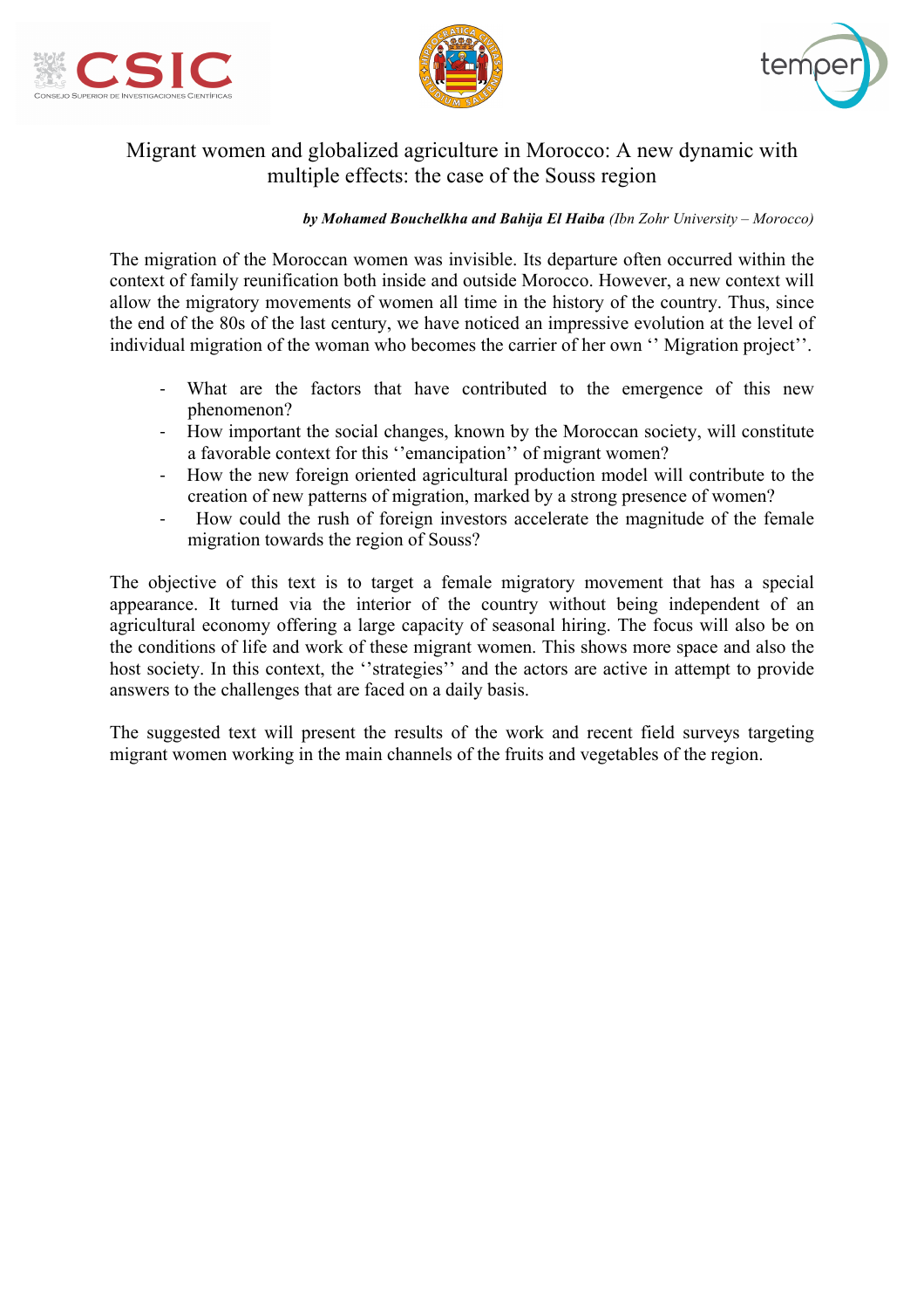# Migrant women and globalized agriculture in Morocco: A new dynamic with multiple effects: the case of the Souss region

***by Mohamed Bouchelkha and Bahija El Haiba** (Ibn Zohr University – Morocco)*

The migration of the Moroccan women was invisible. Its departure often occurred within the context of family reunification both inside and outside Morocco. However, a new context will allow the migratory movements of women all time in the history of the country. Thus, since the end of the 80s of the last century, we have noticed an impressive evolution at the level of individual migration of the woman who becomes the carrier of her own '' Migration project''.

- What are the factors that have contributed to the emergence of this new phenomenon?
- How important the social changes, known by the Moroccan society, will constitute a favorable context for this ''emancipation'' of migrant women?
- How the new foreign oriented agricultural production model will contribute to the creation of new patterns of migration, marked by a strong presence of women?
- How could the rush of foreign investors accelerate the magnitude of the female migration towards the region of Souss?

The objective of this text is to target a female migratory movement that has a special appearance. It turned via the interior of the country without being independent of an agricultural economy offering a large capacity of seasonal hiring. The focus will also be on the conditions of life and work of these migrant women. This shows more space and also the host society. In this context, the ''strategies'' and the actors are active in attempt to provide answers to the challenges that are faced on a daily basis.

The suggested text will present the results of the work and recent field surveys targeting migrant women working in the main channels of the fruits and vegetables of the region.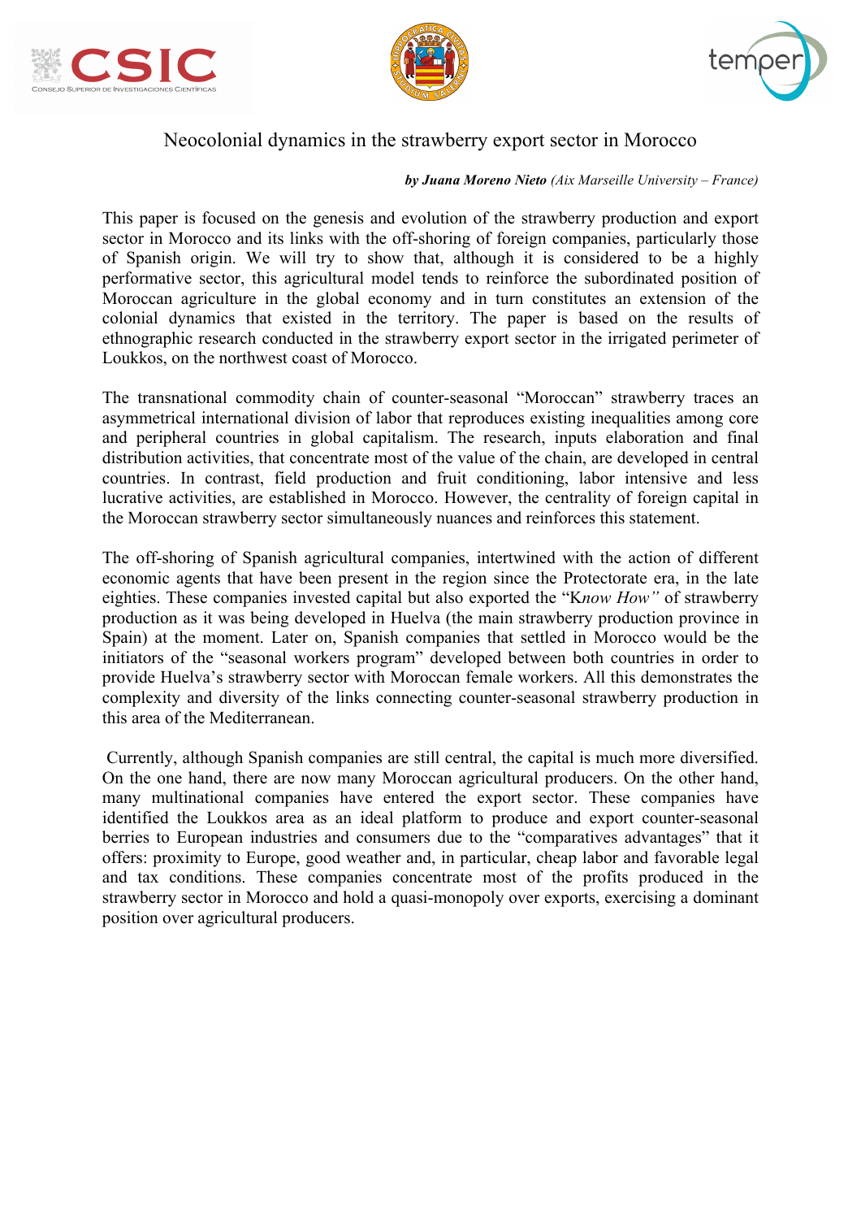# Neocolonial dynamics in the strawberry export sector in Morocco

***by Juana Moreno Nieto** (Aix Marseille University – France)*

This paper is focused on the genesis and evolution of the strawberry production and export sector in Morocco and its links with the off-shoring of foreign companies, particularly those of Spanish origin. We will try to show that, although it is considered to be a highly performative sector, this agricultural model tends to reinforce the subordinated position of Moroccan agriculture in the global economy and in turn constitutes an extension of the colonial dynamics that existed in the territory. The paper is based on the results of ethnographic research conducted in the strawberry export sector in the irrigated perimeter of Loukkos, on the northwest coast of Morocco.

The transnational commodity chain of counter-seasonal "Moroccan" strawberry traces an asymmetrical international division of labor that reproduces existing inequalities among core and peripheral countries in global capitalism. The research, inputs elaboration and final distribution activities, that concentrate most of the value of the chain, are developed in central countries. In contrast, field production and fruit conditioning, labor intensive and less lucrative activities, are established in Morocco. However, the centrality of foreign capital in the Moroccan strawberry sector simultaneously nuances and reinforces this statement.

The off-shoring of Spanish agricultural companies, intertwined with the action of different economic agents that have been present in the region since the Protectorate era, in the late eighties. These companies invested capital but also exported the "K*now How"* of strawberry production as it was being developed in Huelva (the main strawberry production province in Spain) at the moment. Later on, Spanish companies that settled in Morocco would be the initiators of the "seasonal workers program" developed between both countries in order to provide Huelva's strawberry sector with Moroccan female workers. All this demonstrates the complexity and diversity of the links connecting counter-seasonal strawberry production in this area of the Mediterranean.

Currently, although Spanish companies are still central, the capital is much more diversified. On the one hand, there are now many Moroccan agricultural producers. On the other hand, many multinational companies have entered the export sector. These companies have identified the Loukkos area as an ideal platform to produce and export counter-seasonal berries to European industries and consumers due to the "comparatives advantages" that it offers: proximity to Europe, good weather and, in particular, cheap labor and favorable legal and tax conditions. These companies concentrate most of the profits produced in the strawberry sector in Morocco and hold a quasi-monopoly over exports, exercising a dominant position over agricultural producers.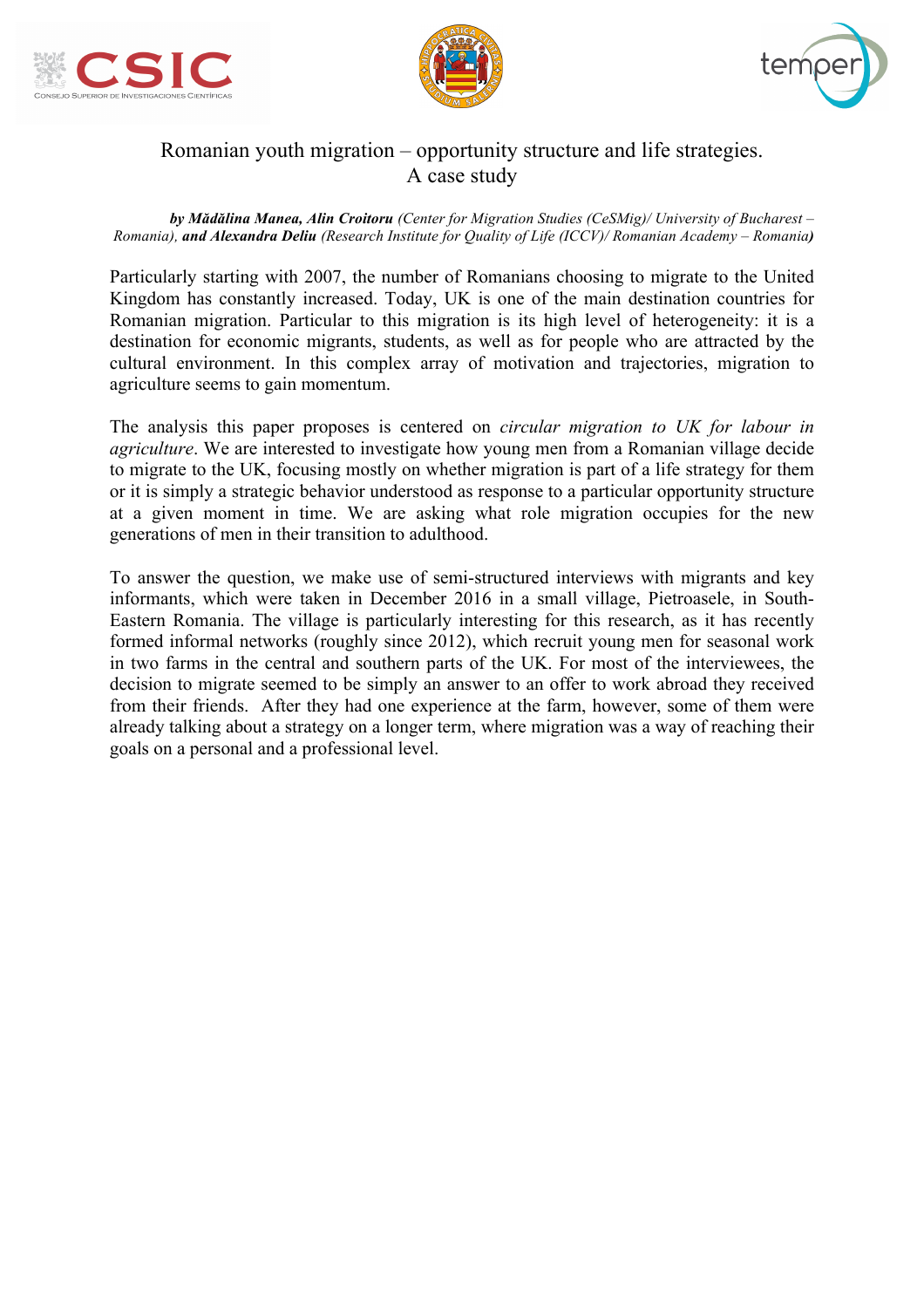# Romanian youth migration – opportunity structure and life strategies. A case study

***by Mădălina Manea, Alin Croitoru** (Center for Migration Studies (CeSMig)/ University of Bucharest – Romania), **and Alexandra Deliu** (Research Institute for Quality of Life (ICCV)/ Romanian Academy – Romania)*

Particularly starting with 2007, the number of Romanians choosing to migrate to the United Kingdom has constantly increased. Today, UK is one of the main destination countries for Romanian migration. Particular to this migration is its high level of heterogeneity: it is a destination for economic migrants, students, as well as for people who are attracted by the cultural environment. In this complex array of motivation and trajectories, migration to agriculture seems to gain momentum.

The analysis this paper proposes is centered on *circular migration to UK for labour in agriculture*. We are interested to investigate how young men from a Romanian village decide to migrate to the UK, focusing mostly on whether migration is part of a life strategy for them or it is simply a strategic behavior understood as response to a particular opportunity structure at a given moment in time. We are asking what role migration occupies for the new generations of men in their transition to adulthood.

To answer the question, we make use of semi-structured interviews with migrants and key informants, which were taken in December 2016 in a small village, Pietroasele, in South-Eastern Romania. The village is particularly interesting for this research, as it has recently formed informal networks (roughly since 2012), which recruit young men for seasonal work in two farms in the central and southern parts of the UK. For most of the interviewees, the decision to migrate seemed to be simply an answer to an offer to work abroad they received from their friends. After they had one experience at the farm, however, some of them were already talking about a strategy on a longer term, where migration was a way of reaching their goals on a personal and a professional level.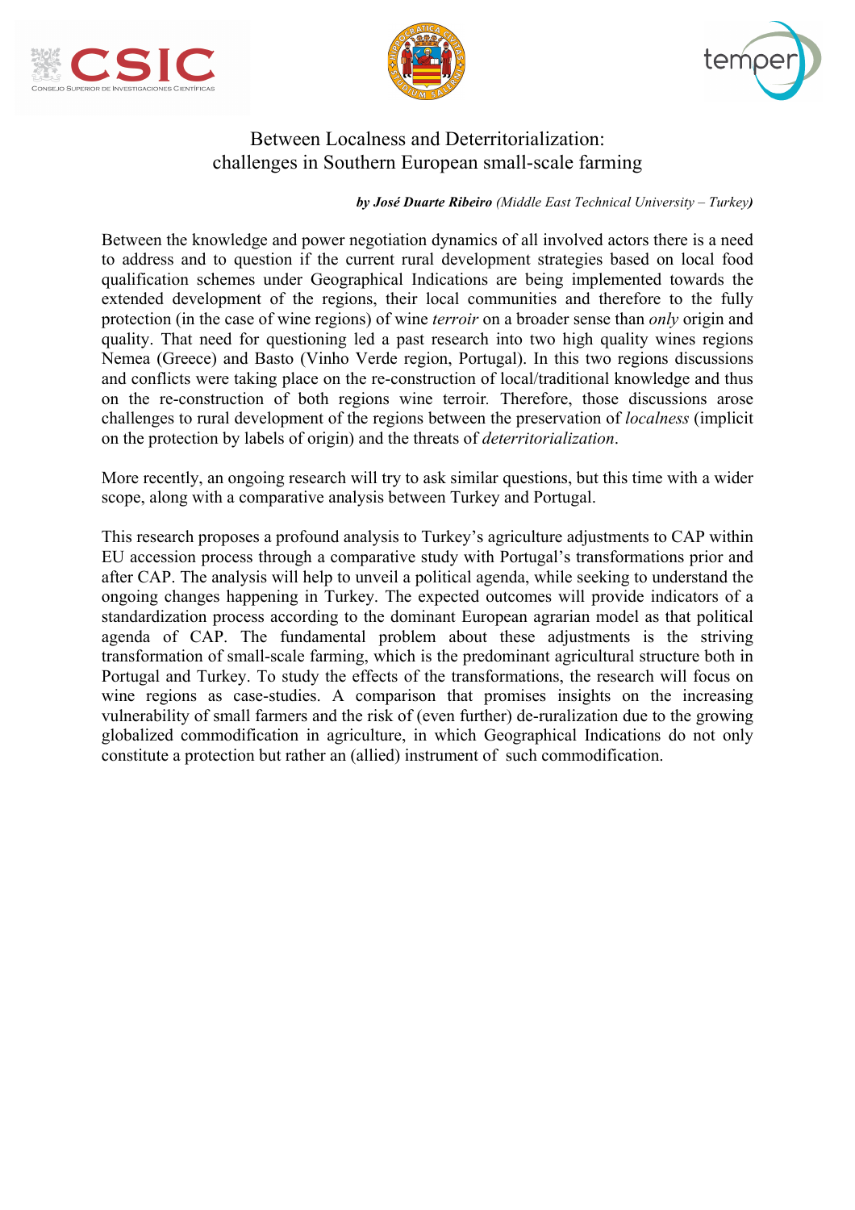# Between Localness and Deterritorialization: challenges in Southern European small-scale farming

***by José Duarte Ribeiro*** *(Middle East Technical University – Turkey)*

Between the knowledge and power negotiation dynamics of all involved actors there is a need to address and to question if the current rural development strategies based on local food qualification schemes under Geographical Indications are being implemented towards the extended development of the regions, their local communities and therefore to the fully protection (in the case of wine regions) of wine *terroir* on a broader sense than *only* origin and quality. That need for questioning led a past research into two high quality wines regions Nemea (Greece) and Basto (Vinho Verde region, Portugal). In this two regions discussions and conflicts were taking place on the re-construction of local/traditional knowledge and thus on the re-construction of both regions wine terroir. Therefore, those discussions arose challenges to rural development of the regions between the preservation of *localness* (implicit on the protection by labels of origin) and the threats of *deterritorialization*.

More recently, an ongoing research will try to ask similar questions, but this time with a wider scope, along with a comparative analysis between Turkey and Portugal.

This research proposes a profound analysis to Turkey's agriculture adjustments to CAP within EU accession process through a comparative study with Portugal's transformations prior and after CAP. The analysis will help to unveil a political agenda, while seeking to understand the ongoing changes happening in Turkey. The expected outcomes will provide indicators of a standardization process according to the dominant European agrarian model as that political agenda of CAP. The fundamental problem about these adjustments is the striving transformation of small-scale farming, which is the predominant agricultural structure both in Portugal and Turkey. To study the effects of the transformations, the research will focus on wine regions as case-studies. A comparison that promises insights on the increasing vulnerability of small farmers and the risk of (even further) de-ruralization due to the growing globalized commodification in agriculture, in which Geographical Indications do not only constitute a protection but rather an (allied) instrument of such commodification.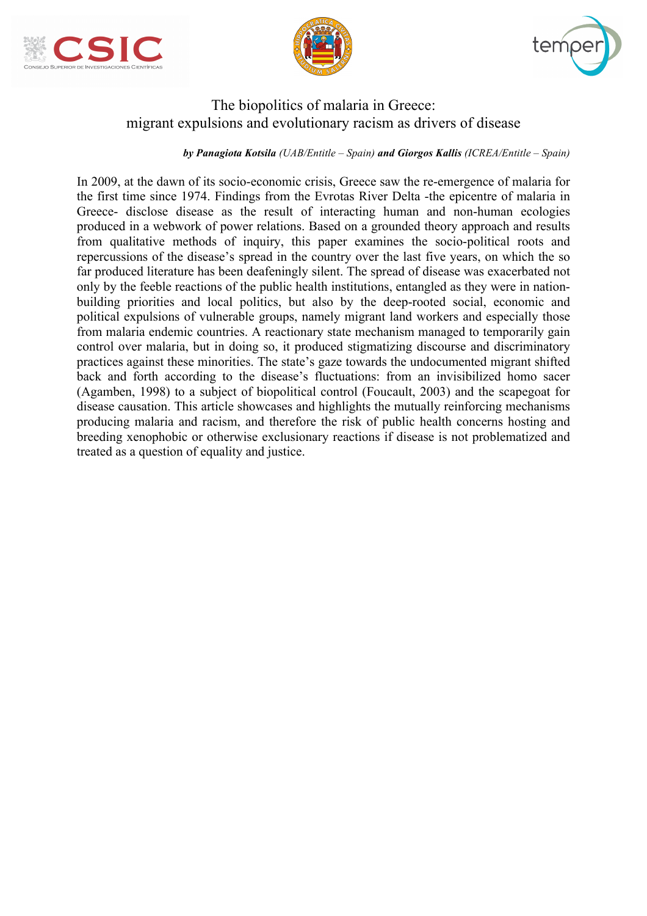# The biopolitics of malaria in Greece: migrant expulsions and evolutionary racism as drivers of disease

***by Panagiota Kotsila** (UAB/Entitle – Spain) **and Giorgos Kallis** (ICREA/Entitle – Spain)*

In 2009, at the dawn of its socio-economic crisis, Greece saw the re-emergence of malaria for the first time since 1974. Findings from the Evrotas River Delta -the epicentre of malaria in Greece- disclose disease as the result of interacting human and non-human ecologies produced in a webwork of power relations. Based on a grounded theory approach and results from qualitative methods of inquiry, this paper examines the socio-political roots and repercussions of the disease's spread in the country over the last five years, on which the so far produced literature has been deafeningly silent. The spread of disease was exacerbated not only by the feeble reactions of the public health institutions, entangled as they were in nation-building priorities and local politics, but also by the deep-rooted social, economic and political expulsions of vulnerable groups, namely migrant land workers and especially those from malaria endemic countries. A reactionary state mechanism managed to temporarily gain control over malaria, but in doing so, it produced stigmatizing discourse and discriminatory practices against these minorities. The state's gaze towards the undocumented migrant shifted back and forth according to the disease's fluctuations: from an invisibilized homo sacer (Agamben, 1998) to a subject of biopolitical control (Foucault, 2003) and the scapegoat for disease causation. This article showcases and highlights the mutually reinforcing mechanisms producing malaria and racism, and therefore the risk of public health concerns hosting and breeding xenophobic or otherwise exclusionary reactions if disease is not problematized and treated as a question of equality and justice.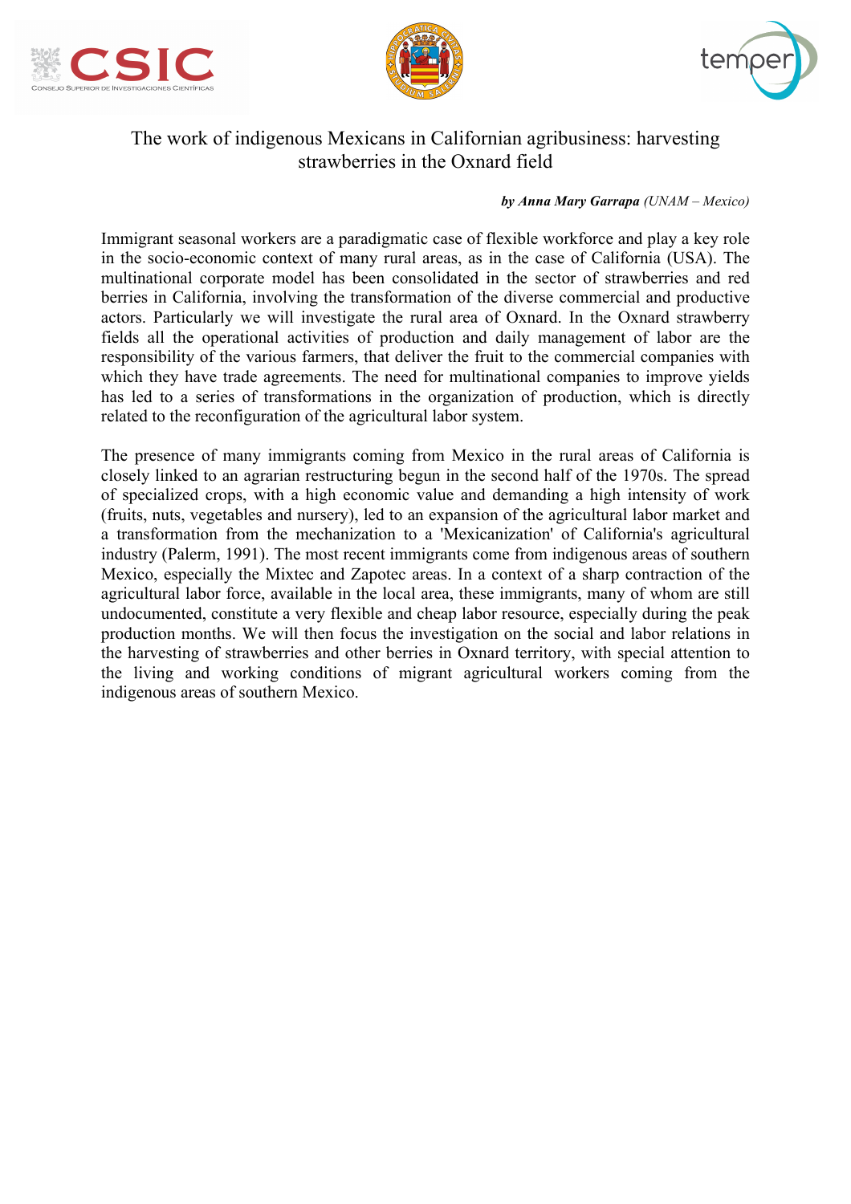# The work of indigenous Mexicans in Californian agribusiness: harvesting strawberries in the Oxnard field

***by Anna Mary Garrapa** (UNAM – Mexico)*

Immigrant seasonal workers are a paradigmatic case of flexible workforce and play a key role in the socio-economic context of many rural areas, as in the case of California (USA). The multinational corporate model has been consolidated in the sector of strawberries and red berries in California, involving the transformation of the diverse commercial and productive actors. Particularly we will investigate the rural area of Oxnard. In the Oxnard strawberry fields all the operational activities of production and daily management of labor are the responsibility of the various farmers, that deliver the fruit to the commercial companies with which they have trade agreements. The need for multinational companies to improve yields has led to a series of transformations in the organization of production, which is directly related to the reconfiguration of the agricultural labor system.

The presence of many immigrants coming from Mexico in the rural areas of California is closely linked to an agrarian restructuring begun in the second half of the 1970s. The spread of specialized crops, with a high economic value and demanding a high intensity of work (fruits, nuts, vegetables and nursery), led to an expansion of the agricultural labor market and a transformation from the mechanization to a 'Mexicanization' of California's agricultural industry (Palerm, 1991). The most recent immigrants come from indigenous areas of southern Mexico, especially the Mixtec and Zapotec areas. In a context of a sharp contraction of the agricultural labor force, available in the local area, these immigrants, many of whom are still undocumented, constitute a very flexible and cheap labor resource, especially during the peak production months. We will then focus the investigation on the social and labor relations in the harvesting of strawberries and other berries in Oxnard territory, with special attention to the living and working conditions of migrant agricultural workers coming from the indigenous areas of southern Mexico.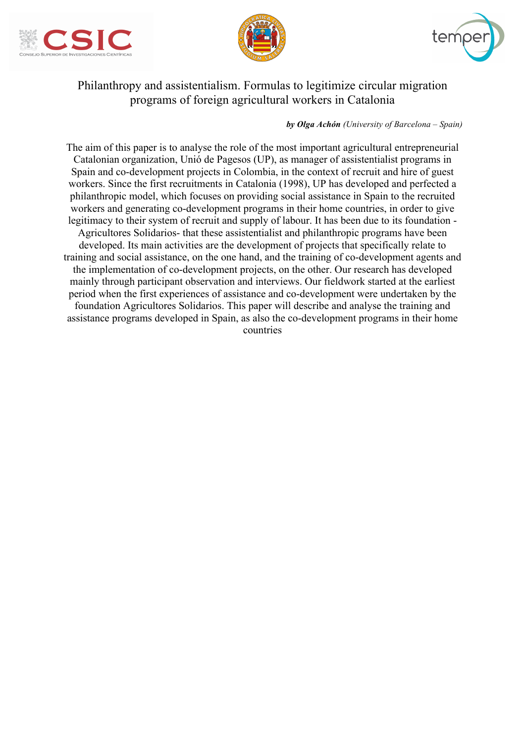# Philanthropy and assistentialism. Formulas to legitimize circular migration programs of foreign agricultural workers in Catalonia

***by Olga Achón** (University of Barcelona – Spain)*

The aim of this paper is to analyse the role of the most important agricultural entrepreneurial Catalonian organization, Unió de Pagesos (UP), as manager of assistentialist programs in Spain and co-development projects in Colombia, in the context of recruit and hire of guest workers. Since the first recruitments in Catalonia (1998), UP has developed and perfected a philanthropic model, which focuses on providing social assistance in Spain to the recruited workers and generating co-development programs in their home countries, in order to give legitimacy to their system of recruit and supply of labour. It has been due to its foundation - Agricultores Solidarios- that these assistentialist and philanthropic programs have been developed. Its main activities are the development of projects that specifically relate to training and social assistance, on the one hand, and the training of co-development agents and the implementation of co-development projects, on the other. Our research has developed mainly through participant observation and interviews. Our fieldwork started at the earliest period when the first experiences of assistance and co-development were undertaken by the foundation Agricultores Solidarios. This paper will describe and analyse the training and assistance programs developed in Spain, as also the co-development programs in their home countries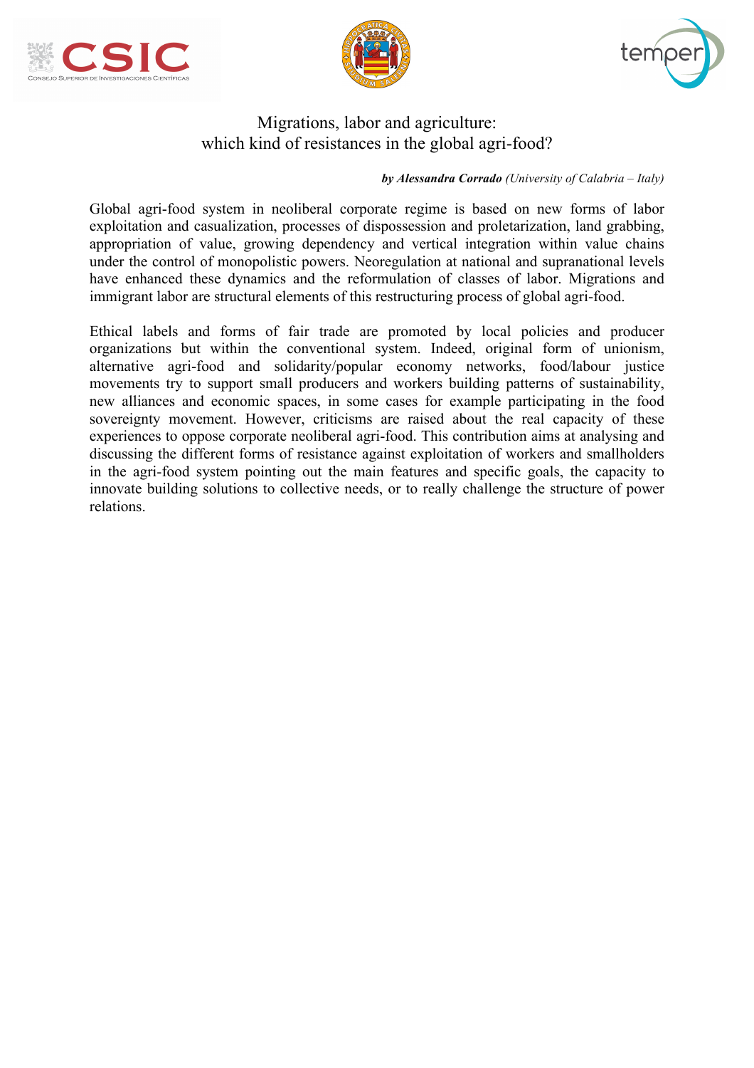# Migrations, labor and agriculture: which kind of resistances in the global agri-food?

***by Alessandra Corrado*** *(University of Calabria – Italy)*

Global agri-food system in neoliberal corporate regime is based on new forms of labor exploitation and casualization, processes of dispossession and proletarization, land grabbing, appropriation of value, growing dependency and vertical integration within value chains under the control of monopolistic powers. Neoregulation at national and supranational levels have enhanced these dynamics and the reformulation of classes of labor. Migrations and immigrant labor are structural elements of this restructuring process of global agri-food.

Ethical labels and forms of fair trade are promoted by local policies and producer organizations but within the conventional system. Indeed, original form of unionism, alternative agri-food and solidarity/popular economy networks, food/labour justice movements try to support small producers and workers building patterns of sustainability, new alliances and economic spaces, in some cases for example participating in the food sovereignty movement. However, criticisms are raised about the real capacity of these experiences to oppose corporate neoliberal agri-food. This contribution aims at analysing and discussing the different forms of resistance against exploitation of workers and smallholders in the agri-food system pointing out the main features and specific goals, the capacity to innovate building solutions to collective needs, or to really challenge the structure of power relations.